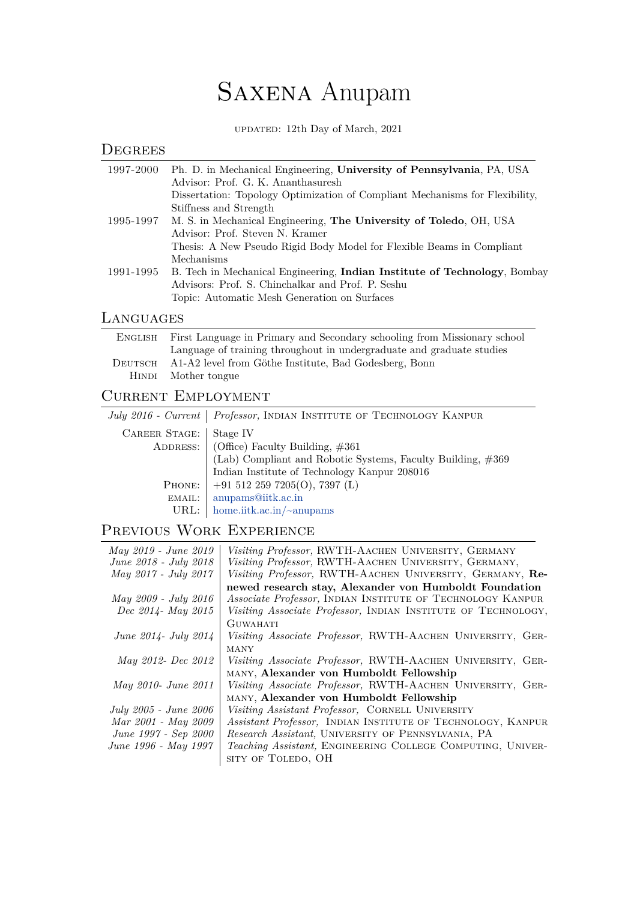# Saxena Anupam

updated: 12th Day of March, 2021

## Degrees

| | |
|---|---|
| 1997-2000 | Ph. D. in Mechanical Engineering, **University of Pennsylvania**, PA, USA<br>Advisor: Prof. G. K. Ananthasuresh<br>Dissertation: Topology Optimization of Compliant Mechanisms for Flexibility, Stiffness and Strength |
| 1995-1997 | M. S. in Mechanical Engineering, **The University of Toledo**, OH, USA<br>Advisor: Prof. Steven N. Kramer<br>Thesis: A New Pseudo Rigid Body Model for Flexible Beams in Compliant Mechanisms |
| 1991-1995 | B. Tech in Mechanical Engineering, **Indian Institute of Technology**, Bombay<br>Advisors: Prof. S. Chinchalkar and Prof. P. Seshu<br>Topic: Automatic Mesh Generation on Surfaces |

## Languages

| | |
|---|---|
| English | First Language in Primary and Secondary schooling from Missionary school<br>Language of training throughout in undergraduate and graduate studies |
| Deutsch | A1-A2 level from Göthe Institute, Bad Godesberg, Bonn |
| Hindi | Mother tongue |

## Current Employment

| | |
|---|---|
| *July 2016 - Current* | *Professor,* Indian Institute of Technology Kanpur |
| Career Stage: | Stage IV |
| Address: | (Office) Faculty Building, #361<br>(Lab) Compliant and Robotic Systems, Faculty Building, #369<br>Indian Institute of Technology Kanpur 208016 |
| Phone: | +91 512 259 7205(O), 7397 (L) |
| email: | anupams@iitk.ac.in |
| URL: | home.iitk.ac.in/~anupams |

## Previous Work Experience

| | |
|---|---|
| *May 2019 - June 2019* | *Visiting Professor,* RWTH-Aachen University, Germany |
| *June 2018 - July 2018* | *Visiting Professor,* RWTH-Aachen University, Germany, |
| *May 2017 - July 2017* | *Visiting Professor,* RWTH-Aachen University, Germany, **Renewed research stay, Alexander von Humboldt Foundation** |
| *May 2009 - July 2016* | *Associate Professor,* Indian Institute of Technology Kanpur |
| *Dec 2014- May 2015* | *Visiting Associate Professor,* Indian Institute of Technology, Guwahati |
| *June 2014- July 2014* | *Visiting Associate Professor,* RWTH-Aachen University, Germany |
| *May 2012- Dec 2012* | *Visiting Associate Professor,* RWTH-Aachen University, Germany, **Alexander von Humboldt Fellowship** |
| *May 2010- June 2011* | *Visiting Associate Professor,* RWTH-Aachen University, Germany, **Alexander von Humboldt Fellowship** |
| *July 2005 - June 2006* | *Visiting Assistant Professor,* Cornell University |
| *Mar 2001 - May 2009* | *Assistant Professor,* Indian Institute of Technology, Kanpur |
| *June 1997 - Sep 2000* | *Research Assistant,* University of Pennsylvania, PA |
| *June 1996 - May 1997* | *Teaching Assistant,* Engineering College Computing, University of Toledo, OH |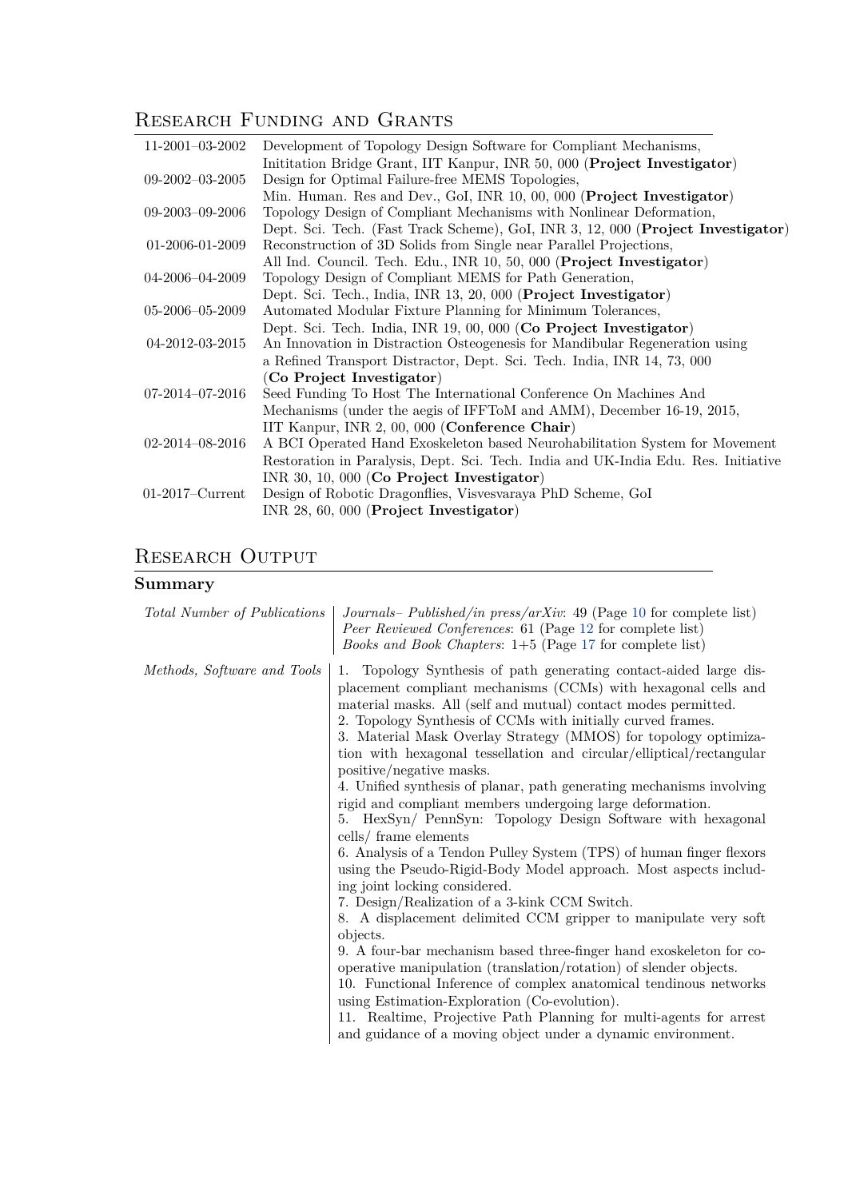## Research Funding and Grants

| | |
|---|---|
| 11-2001–03-2002 | Development of Topology Design Software for Compliant Mechanisms, Inititation Bridge Grant, IIT Kanpur, INR 50, 000 (**Project Investigator**) |
| 09-2002–03-2005 | Design for Optimal Failure-free MEMS Topologies, Min. Human. Res and Dev., GoI, INR 10, 00, 000 (**Project Investigator**) |
| 09-2003–09-2006 | Topology Design of Compliant Mechanisms with Nonlinear Deformation, Dept. Sci. Tech. (Fast Track Scheme), GoI, INR 3, 12, 000 (**Project Investigator**) |
| 01-2006-01-2009 | Reconstruction of 3D Solids from Single near Parallel Projections, All Ind. Council. Tech. Edu., INR 10, 50, 000 (**Project Investigator**) |
| 04-2006–04-2009 | Topology Design of Compliant MEMS for Path Generation, Dept. Sci. Tech., India, INR 13, 20, 000 (**Project Investigator**) |
| 05-2006–05-2009 | Automated Modular Fixture Planning for Minimum Tolerances, Dept. Sci. Tech. India, INR 19, 00, 000 (**Co Project Investigator**) |
| 04-2012-03-2015 | An Innovation in Distraction Osteogenesis for Mandibular Regeneration using a Refined Transport Distractor, Dept. Sci. Tech. India, INR 14, 73, 000 (**Co Project Investigator**) |
| 07-2014–07-2016 | Seed Funding To Host The International Conference On Machines And Mechanisms (under the aegis of IFFToM and AMM), December 16-19, 2015, IIT Kanpur, INR 2, 00, 000 (**Conference Chair**) |
| 02-2014–08-2016 | A BCI Operated Hand Exoskeleton based Neurohabilitation System for Movement Restoration in Paralysis, Dept. Sci. Tech. India and UK-India Edu. Res. Initiative INR 30, 10, 000 (**Co Project Investigator**) |
| 01-2017–Current | Design of Robotic Dragonflies, Visvesvaraya PhD Scheme, GoI INR 28, 60, 000 (**Project Investigator**) |

## Research Output

### Summary

| | |
|---|---|
| *Total Number of Publications* | *Journals– Published/in press/arXiv*: 49 (Page 10 for complete list)<br>*Peer Reviewed Conferences*: 61 (Page 12 for complete list)<br>*Books and Book Chapters*: 1+5 (Page 17 for complete list) |
| *Methods, Software and Tools* | 1. Topology Synthesis of path generating contact-aided large displacement compliant mechanisms (CCMs) with hexagonal cells and material masks. All (self and mutual) contact modes permitted.<br>2. Topology Synthesis of CCMs with initially curved frames.<br>3. Material Mask Overlay Strategy (MMOS) for topology optimization with hexagonal tessellation and circular/elliptical/rectangular positive/negative masks.<br>4. Unified synthesis of planar, path generating mechanisms involving rigid and compliant members undergoing large deformation.<br>5. HexSyn/ PennSyn: Topology Design Software with hexagonal cells/ frame elements<br>6. Analysis of a Tendon Pulley System (TPS) of human finger flexors using the Pseudo-Rigid-Body Model approach. Most aspects including joint locking considered.<br>7. Design/Realization of a 3-kink CCM Switch.<br>8. A displacement delimited CCM gripper to manipulate very soft objects.<br>9. A four-bar mechanism based three-finger hand exoskeleton for cooperative manipulation (translation/rotation) of slender objects.<br>10. Functional Inference of complex anatomical tendinous networks using Estimation-Exploration (Co-evolution).<br>11. Realtime, Projective Path Planning for multi-agents for arrest and guidance of a moving object under a dynamic environment. |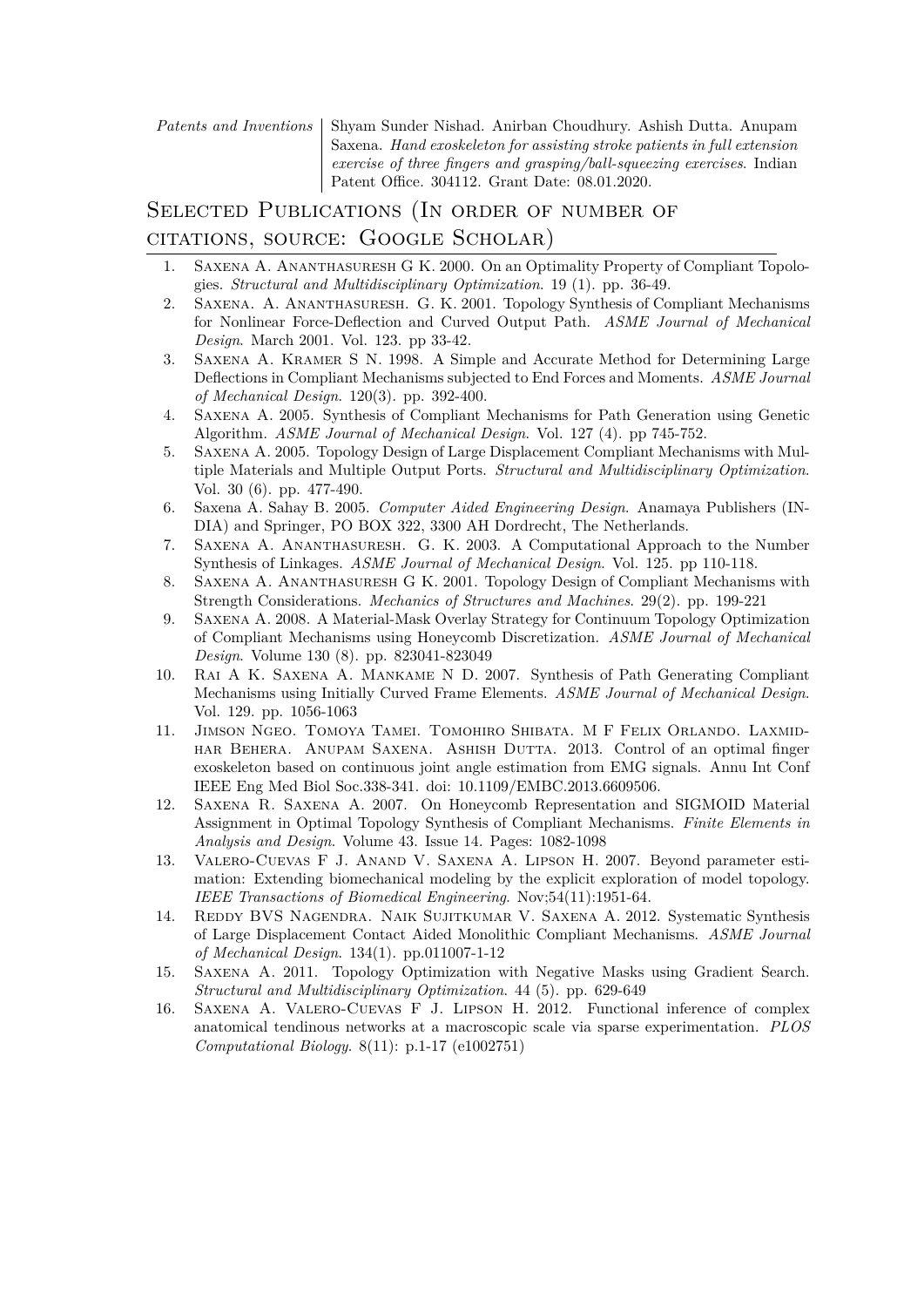*Patents and Inventions* | Shyam Sunder Nishad. Anirban Choudhury. Ashish Dutta. Anupam Saxena. *Hand exoskeleton for assisting stroke patients in full extension exercise of three fingers and grasping/ball-squeezing exercises*. Indian Patent Office. 304112. Grant Date: 08.01.2020.

## Selected Publications (In order of number of citations, source: Google Scholar)

1. Saxena A. Ananthasuresh G K. 2000. On an Optimality Property of Compliant Topologies. *Structural and Multidisciplinary Optimization*. 19 (1). pp. 36-49.
2. Saxena. A. Ananthasuresh. G. K. 2001. Topology Synthesis of Compliant Mechanisms for Nonlinear Force-Deflection and Curved Output Path. *ASME Journal of Mechanical Design*. March 2001. Vol. 123. pp 33-42.
3. Saxena A. Kramer S N. 1998. A Simple and Accurate Method for Determining Large Deflections in Compliant Mechanisms subjected to End Forces and Moments. *ASME Journal of Mechanical Design*. 120(3). pp. 392-400.
4. Saxena A. 2005. Synthesis of Compliant Mechanisms for Path Generation using Genetic Algorithm. *ASME Journal of Mechanical Design*. Vol. 127 (4). pp 745-752.
5. Saxena A. 2005. Topology Design of Large Displacement Compliant Mechanisms with Multiple Materials and Multiple Output Ports. *Structural and Multidisciplinary Optimization*. Vol. 30 (6). pp. 477-490.
6. Saxena A. Sahay B. 2005. *Computer Aided Engineering Design*. Anamaya Publishers (INDIA) and Springer, PO BOX 322, 3300 AH Dordrecht, The Netherlands.
7. Saxena A. Ananthasuresh. G. K. 2003. A Computational Approach to the Number Synthesis of Linkages. *ASME Journal of Mechanical Design*. Vol. 125. pp 110-118.
8. Saxena A. Ananthasuresh G K. 2001. Topology Design of Compliant Mechanisms with Strength Considerations. *Mechanics of Structures and Machines*. 29(2). pp. 199-221
9. Saxena A. 2008. A Material-Mask Overlay Strategy for Continuum Topology Optimization of Compliant Mechanisms using Honeycomb Discretization. *ASME Journal of Mechanical Design*. Volume 130 (8). pp. 823041-823049
10. Rai A K. Saxena A. Mankame N D. 2007. Synthesis of Path Generating Compliant Mechanisms using Initially Curved Frame Elements. *ASME Journal of Mechanical Design*. Vol. 129. pp. 1056-1063
11. Jimson Ngeo. Tomoya Tamei. Tomohiro Shibata. M F Felix Orlando. Laxmidhar Behera. Anupam Saxena. Ashish Dutta. 2013. Control of an optimal finger exoskeleton based on continuous joint angle estimation from EMG signals. Annu Int Conf IEEE Eng Med Biol Soc.338-341. doi: 10.1109/EMBC.2013.6609506.
12. Saxena R. Saxena A. 2007. On Honeycomb Representation and SIGMOID Material Assignment in Optimal Topology Synthesis of Compliant Mechanisms. *Finite Elements in Analysis and Design*. Volume 43. Issue 14. Pages: 1082-1098
13. Valero-Cuevas F J. Anand V. Saxena A. Lipson H. 2007. Beyond parameter estimation: Extending biomechanical modeling by the explicit exploration of model topology. *IEEE Transactions of Biomedical Engineering*. Nov;54(11):1951-64.
14. Reddy BVS Nagendra. Naik Sujitkumar V. Saxena A. 2012. Systematic Synthesis of Large Displacement Contact Aided Monolithic Compliant Mechanisms. *ASME Journal of Mechanical Design*. 134(1). pp.011007-1-12
15. Saxena A. 2011. Topology Optimization with Negative Masks using Gradient Search. *Structural and Multidisciplinary Optimization*. 44 (5). pp. 629-649
16. Saxena A. Valero-Cuevas F J. Lipson H. 2012. Functional inference of complex anatomical tendinous networks at a macroscopic scale via sparse experimentation. *PLOS Computational Biology*. 8(11): p.1-17 (e1002751)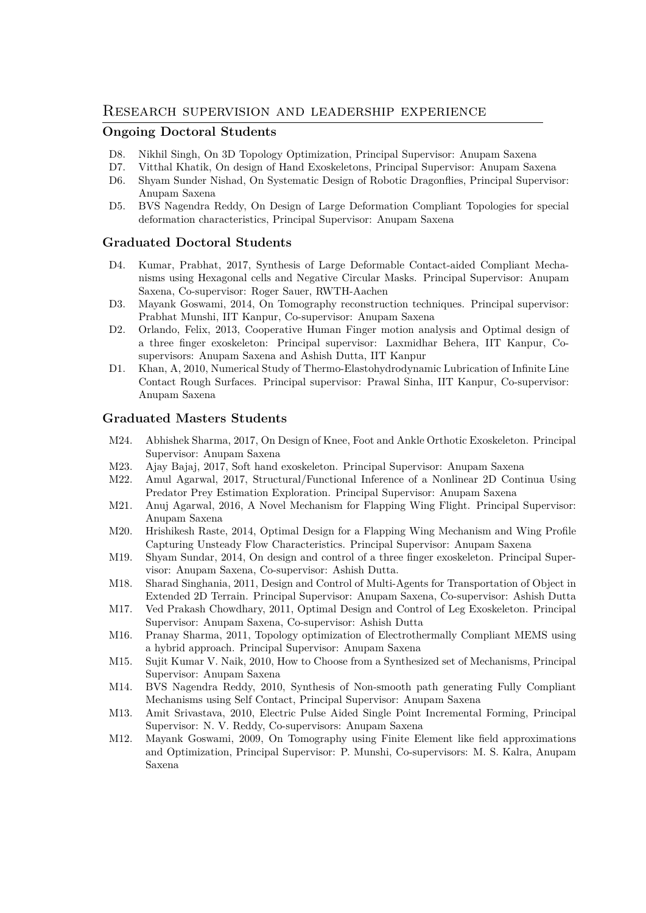## Research supervision and leadership experience

### Ongoing Doctoral Students

- D8. Nikhil Singh, On 3D Topology Optimization, Principal Supervisor: Anupam Saxena
- D7. Vitthal Khatik, On design of Hand Exoskeletons, Principal Supervisor: Anupam Saxena
- D6. Shyam Sunder Nishad, On Systematic Design of Robotic Dragonflies, Principal Supervisor: Anupam Saxena
- D5. BVS Nagendra Reddy, On Design of Large Deformation Compliant Topologies for special deformation characteristics, Principal Supervisor: Anupam Saxena

### Graduated Doctoral Students

- D4. Kumar, Prabhat, 2017, Synthesis of Large Deformable Contact-aided Compliant Mechanisms using Hexagonal cells and Negative Circular Masks. Principal Supervisor: Anupam Saxena, Co-supervisor: Roger Sauer, RWTH-Aachen
- D3. Mayank Goswami, 2014, On Tomography reconstruction techniques. Principal supervisor: Prabhat Munshi, IIT Kanpur, Co-supervisor: Anupam Saxena
- D2. Orlando, Felix, 2013, Cooperative Human Finger motion analysis and Optimal design of a three finger exoskeleton: Principal supervisor: Laxmidhar Behera, IIT Kanpur, Co-supervisors: Anupam Saxena and Ashish Dutta, IIT Kanpur
- D1. Khan, A, 2010, Numerical Study of Thermo-Elastohydrodynamic Lubrication of Infinite Line Contact Rough Surfaces. Principal supervisor: Prawal Sinha, IIT Kanpur, Co-supervisor: Anupam Saxena

### Graduated Masters Students

- M24. Abhishek Sharma, 2017, On Design of Knee, Foot and Ankle Orthotic Exoskeleton. Principal Supervisor: Anupam Saxena
- M23. Ajay Bajaj, 2017, Soft hand exoskeleton. Principal Supervisor: Anupam Saxena
- M22. Amul Agarwal, 2017, Structural/Functional Inference of a Nonlinear 2D Continua Using Predator Prey Estimation Exploration. Principal Supervisor: Anupam Saxena
- M21. Anuj Agarwal, 2016, A Novel Mechanism for Flapping Wing Flight. Principal Supervisor: Anupam Saxena
- M20. Hrishikesh Raste, 2014, Optimal Design for a Flapping Wing Mechanism and Wing Profile Capturing Unsteady Flow Characteristics. Principal Supervisor: Anupam Saxena
- M19. Shyam Sundar, 2014, On design and control of a three finger exoskeleton. Principal Supervisor: Anupam Saxena, Co-supervisor: Ashish Dutta.
- M18. Sharad Singhania, 2011, Design and Control of Multi-Agents for Transportation of Object in Extended 2D Terrain. Principal Supervisor: Anupam Saxena, Co-supervisor: Ashish Dutta
- M17. Ved Prakash Chowdhary, 2011, Optimal Design and Control of Leg Exoskeleton. Principal Supervisor: Anupam Saxena, Co-supervisor: Ashish Dutta
- M16. Pranay Sharma, 2011, Topology optimization of Electrothermally Compliant MEMS using a hybrid approach. Principal Supervisor: Anupam Saxena
- M15. Sujit Kumar V. Naik, 2010, How to Choose from a Synthesized set of Mechanisms, Principal Supervisor: Anupam Saxena
- M14. BVS Nagendra Reddy, 2010, Synthesis of Non-smooth path generating Fully Compliant Mechanisms using Self Contact, Principal Supervisor: Anupam Saxena
- M13. Amit Srivastava, 2010, Electric Pulse Aided Single Point Incremental Forming, Principal Supervisor: N. V. Reddy, Co-supervisors: Anupam Saxena
- M12. Mayank Goswami, 2009, On Tomography using Finite Element like field approximations and Optimization, Principal Supervisor: P. Munshi, Co-supervisors: M. S. Kalra, Anupam Saxena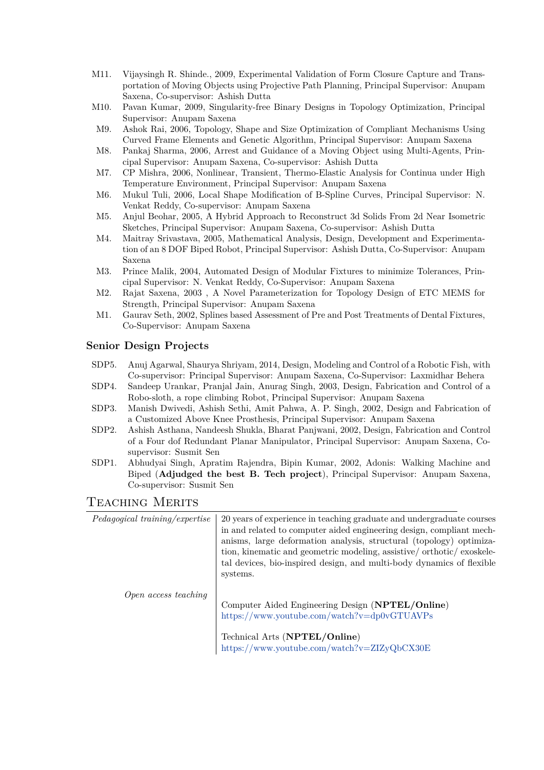- M11. Vijaysingh R. Shinde., 2009, Experimental Validation of Form Closure Capture and Transportation of Moving Objects using Projective Path Planning, Principal Supervisor: Anupam Saxena, Co-supervisor: Ashish Dutta
- M10. Pavan Kumar, 2009, Singularity-free Binary Designs in Topology Optimization, Principal Supervisor: Anupam Saxena
- M9. Ashok Rai, 2006, Topology, Shape and Size Optimization of Compliant Mechanisms Using Curved Frame Elements and Genetic Algorithm, Principal Supervisor: Anupam Saxena
- M8. Pankaj Sharma, 2006, Arrest and Guidance of a Moving Object using Multi-Agents, Principal Supervisor: Anupam Saxena, Co-supervisor: Ashish Dutta
- M7. CP Mishra, 2006, Nonlinear, Transient, Thermo-Elastic Analysis for Continua under High Temperature Environment, Principal Supervisor: Anupam Saxena
- M6. Mukul Tuli, 2006, Local Shape Modification of B-Spline Curves, Principal Supervisor: N. Venkat Reddy, Co-supervisor: Anupam Saxena
- M5. Anjul Beohar, 2005, A Hybrid Approach to Reconstruct 3d Solids From 2d Near Isometric Sketches, Principal Supervisor: Anupam Saxena, Co-supervisor: Ashish Dutta
- M4. Maitray Srivastava, 2005, Mathematical Analysis, Design, Development and Experimentation of an 8 DOF Biped Robot, Principal Supervisor: Ashish Dutta, Co-Supervisor: Anupam Saxena
- M3. Prince Malik, 2004, Automated Design of Modular Fixtures to minimize Tolerances, Principal Supervisor: N. Venkat Reddy, Co-Supervisor: Anupam Saxena
- M2. Rajat Saxena, 2003 , A Novel Parameterization for Topology Design of ETC MEMS for Strength, Principal Supervisor: Anupam Saxena
- M1. Gaurav Seth, 2002, Splines based Assessment of Pre and Post Treatments of Dental Fixtures, Co-Supervisor: Anupam Saxena

### Senior Design Projects

- SDP5. Anuj Agarwal, Shaurya Shriyam, 2014, Design, Modeling and Control of a Robotic Fish, with Co-supervisor: Principal Supervisor: Anupam Saxena, Co-Supervisor: Laxmidhar Behera
- SDP4. Sandeep Urankar, Pranjal Jain, Anurag Singh, 2003, Design, Fabrication and Control of a Robo-sloth, a rope climbing Robot, Principal Supervisor: Anupam Saxena
- SDP3. Manish Dwivedi, Ashish Sethi, Amit Pahwa, A. P. Singh, 2002, Design and Fabrication of a Customized Above Knee Prosthesis, Principal Supervisor: Anupam Saxena
- SDP2. Ashish Asthana, Nandeesh Shukla, Bharat Panjwani, 2002, Design, Fabrication and Control of a Four dof Redundant Planar Manipulator, Principal Supervisor: Anupam Saxena, Co-supervisor: Susmit Sen
- SDP1. Abhudyai Singh, Apratim Rajendra, Bipin Kumar, 2002, Adonis: Walking Machine and Biped (**Adjudged the best B. Tech project**), Principal Supervisor: Anupam Saxena, Co-supervisor: Susmit Sen

## Teaching Merits

| | |
|---|---|
| *Pedagogical training/expertise* | 20 years of experience in teaching graduate and undergraduate courses in and related to computer aided engineering design, compliant mechanisms, large deformation analysis, structural (topology) optimization, kinematic and geometric modeling, assistive/ orthotic/ exoskeletal devices, bio-inspired design, and multi-body dynamics of flexible systems. |
| *Open access teaching* | Computer Aided Engineering Design (**NPTEL/Online**) https://www.youtube.com/watch?v=dp0vGTUAVPs <br><br> Technical Arts (**NPTEL/Online**) https://www.youtube.com/watch?v=ZIZyQbCX30E |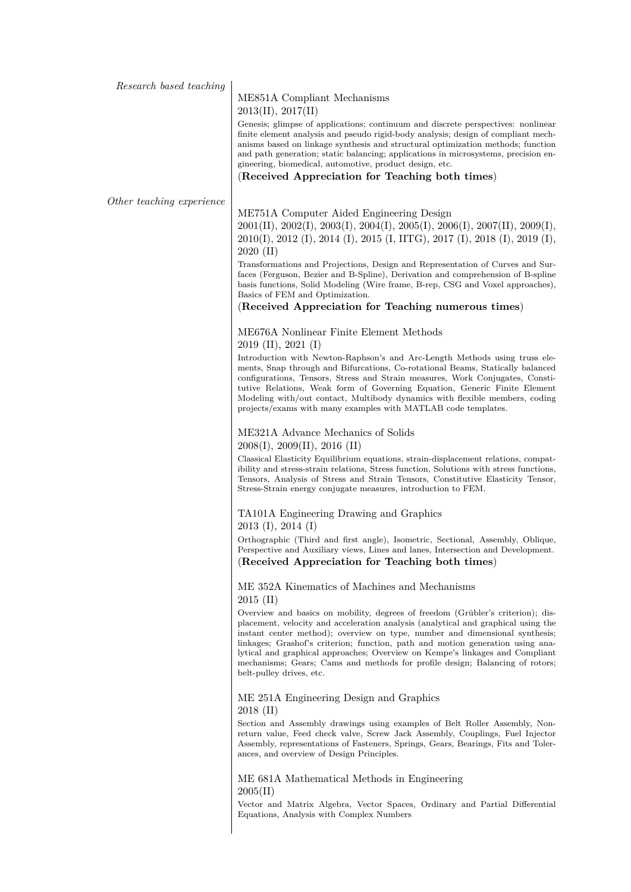*Research based teaching*

ME851A Compliant Mechanisms
2013(II), 2017(II)

Genesis; glimpse of applications; continuum and discrete perspectives: nonlinear finite element analysis and pseudo rigid-body analysis; design of compliant mechanisms based on linkage synthesis and structural optimization methods; function and path generation; static balancing; applications in microsystems, precision engineering, biomedical, automotive, product design, etc.

(**Received Appreciation for Teaching both times**)

*Other teaching experience*

ME751A Computer Aided Engineering Design
2001(II), 2002(I), 2003(I), 2004(I), 2005(I), 2006(I), 2007(II), 2009(I), 2010(I), 2012 (I), 2014 (I), 2015 (I, IITG), 2017 (I), 2018 (I), 2019 (I), 2020 (II)

Transformations and Projections, Design and Representation of Curves and Surfaces (Ferguson, Bezier and B-Spline), Derivation and comprehension of B-spline basis functions, Solid Modeling (Wire frame, B-rep, CSG and Voxel approaches), Basics of FEM and Optimization.

(**Received Appreciation for Teaching numerous times**)

ME676A Nonlinear Finite Element Methods
2019 (II), 2021 (I)

Introduction with Newton-Raphson's and Arc-Length Methods using truss elements, Snap through and Bifurcations, Co-rotational Beams, Statically balanced configurations, Tensors, Stress and Strain measures, Work Conjugates, Constitutive Relations, Weak form of Governing Equation, Generic Finite Element Modeling with/out contact, Multibody dynamics with flexible members, coding projects/exams with many examples with MATLAB code templates.

ME321A Advance Mechanics of Solids
2008(I), 2009(II), 2016 (II)

Classical Elasticity Equilibrium equations, strain-displacement relations, compatibility and stress-strain relations, Stress function, Solutions with stress functions, Tensors, Analysis of Stress and Strain Tensors, Constitutive Elasticity Tensor, Stress-Strain energy conjugate measures, introduction to FEM.

TA101A Engineering Drawing and Graphics
2013 (I), 2014 (I)

Orthographic (Third and first angle), Isometric, Sectional, Assembly, Oblique, Perspective and Auxiliary views, Lines and lanes, Intersection and Development.

(**Received Appreciation for Teaching both times**)

ME 352A Kinematics of Machines and Mechanisms
2015 (II)

Overview and basics on mobility, degrees of freedom (Grübler's criterion); displacement, velocity and acceleration analysis (analytical and graphical using the instant center method); overview on type, number and dimensional synthesis; linkages; Grashof's criterion; function, path and motion generation using analytical and graphical approaches; Overview on Kempe's linkages and Compliant mechanisms; Gears; Cams and methods for profile design; Balancing of rotors; belt-pulley drives, etc.

ME 251A Engineering Design and Graphics
2018 (II)

Section and Assembly drawings using examples of Belt Roller Assembly, Non-return value, Feed check valve, Screw Jack Assembly, Couplings, Fuel Injector Assembly, representations of Fasteners, Springs, Gears, Bearings, Fits and Tolerances, and overview of Design Principles.

ME 681A Mathematical Methods in Engineering
2005(II)

Vector and Matrix Algebra, Vector Spaces, Ordinary and Partial Differential Equations, Analysis with Complex Numbers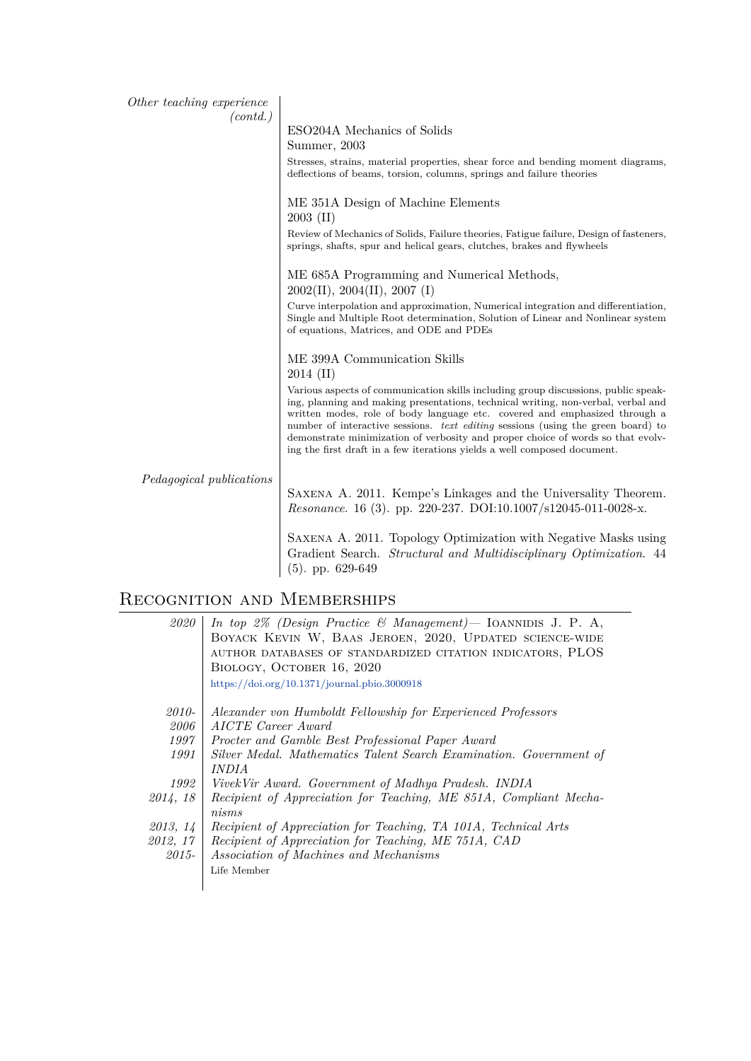*Other teaching experience (contd.)*

ESO204A Mechanics of Solids
Summer, 2003

Stresses, strains, material properties, shear force and bending moment diagrams, deflections of beams, torsion, columns, springs and failure theories

ME 351A Design of Machine Elements
2003 (II)

Review of Mechanics of Solids, Failure theories, Fatigue failure, Design of fasteners, springs, shafts, spur and helical gears, clutches, brakes and flywheels

ME 685A Programming and Numerical Methods,
2002(II), 2004(II), 2007 (I)

Curve interpolation and approximation, Numerical integration and differentiation, Single and Multiple Root determination, Solution of Linear and Nonlinear system of equations, Matrices, and ODE and PDEs

ME 399A Communication Skills
2014 (II)

Various aspects of communication skills including group discussions, public speaking, planning and making presentations, technical writing, non-verbal, verbal and written modes, role of body language etc. covered and emphasized through a number of interactive sessions. *text editing* sessions (using the green board) to demonstrate minimization of verbosity and proper choice of words so that evolving the first draft in a few iterations yields a well composed document.

*Pedagogical publications*

Saxena A. 2011. Kempe's Linkages and the Universality Theorem. *Resonance*. 16 (3). pp. 220-237. DOI:10.1007/s12045-011-0028-x.

Saxena A. 2011. Topology Optimization with Negative Masks using Gradient Search. *Structural and Multidisciplinary Optimization*. 44 (5). pp. 629-649

## Recognition and Memberships

*2020* — *In top 2% (Design Practice & Management)*— Ioannidis J. P. A, Boyack Kevin W, Baas Jeroen, 2020, Updated science-wide author databases of standardized citation indicators, PLOS Biology, October 16, 2020
https://doi.org/10.1371/journal.pbio.3000918

*2010-* — *Alexander von Humboldt Fellowship for Experienced Professors*
*2006* — *AICTE Career Award*
*1997* — *Procter and Gamble Best Professional Paper Award*
*1991* — *Silver Medal. Mathematics Talent Search Examination. Government of INDIA*
*1992* — *VivekVir Award. Government of Madhya Pradesh. INDIA*
*2014, 18* — *Recipient of Appreciation for Teaching, ME 851A, Compliant Mechanisms*
*2013, 14* — *Recipient of Appreciation for Teaching, TA 101A, Technical Arts*
*2012, 17* — *Recipient of Appreciation for Teaching, ME 751A, CAD*
*2015-* — *Association of Machines and Mechanisms*
Life Member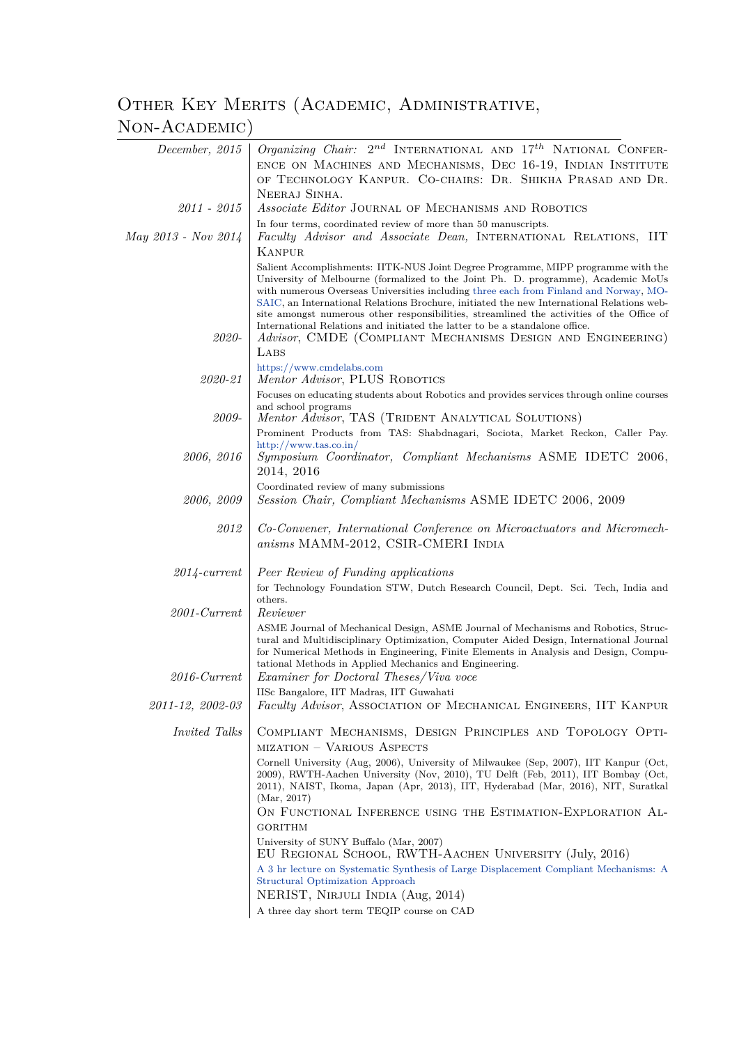# Other Key Merits (Academic, Administrative, Non-Academic)

*December, 2015* — *Organizing Chair:* 2$^{nd}$ International and 17$^{th}$ National Conference on Machines and Mechanisms, Dec 16-19, Indian Institute of Technology Kanpur. Co-chairs: Dr. Shikha Prasad and Dr. Neeraj Sinha.

*2011 - 2015* — *Associate Editor* Journal of Mechanisms and Robotics

In four terms, coordinated review of more than 50 manuscripts.

*May 2013 - Nov 2014* — *Faculty Advisor and Associate Dean,* International Relations, IIT Kanpur

Salient Accomplishments: IITK-NUS Joint Degree Programme, MIPP programme with the University of Melbourne (formalized to the Joint Ph. D. programme), Academic MoUs with numerous Overseas Universities including three each from Finland and Norway, MOSAIC, an International Relations Brochure, initiated the new International Relations website amongst numerous other responsibilities, streamlined the activities of the Office of International Relations and initiated the latter to be a standalone office.

*2020-* — *Advisor*, CMDE (Compliant Mechanisms Design and Engineering) Labs

https://www.cmdelabs.com

*2020-21* — *Mentor Advisor*, PLUS Robotics

Focuses on educating students about Robotics and provides services through online courses and school programs

*2009-* — *Mentor Advisor*, TAS (Trident Analytical Solutions)

Prominent Products from TAS: Shabdnagari, Sociota, Market Reckon, Caller Pay. http://www.tas.co.in/

*2006, 2016* — *Symposium Coordinator, Compliant Mechanisms* ASME IDETC 2006, 2014, 2016

Coordinated review of many submissions

*2006, 2009* — *Session Chair, Compliant Mechanisms* ASME IDETC 2006, 2009

*2012* — *Co-Convener, International Conference on Microactuators and Micromechanisms* MAMM-2012, CSIR-CMERI India

*2014-current* — *Peer Review of Funding applications*

for Technology Foundation STW, Dutch Research Council, Dept. Sci. Tech, India and others.

*2001-Current* — *Reviewer*

ASME Journal of Mechanical Design, ASME Journal of Mechanisms and Robotics, Structural and Multidisciplinary Optimization, Computer Aided Design, International Journal for Numerical Methods in Engineering, Finite Elements in Analysis and Design, Computational Methods in Applied Mechanics and Engineering.

*2016-Current* — *Examiner for Doctoral Theses/Viva voce*

IISc Bangalore, IIT Madras, IIT Guwahati

*2011-12, 2002-03* — *Faculty Advisor*, Association of Mechanical Engineers, IIT Kanpur

*Invited Talks* — Compliant Mechanisms, Design Principles and Topology Optimization – Various Aspects

Cornell University (Aug, 2006), University of Milwaukee (Sep, 2007), IIT Kanpur (Oct, 2009), RWTH-Aachen University (Nov, 2010), TU Delft (Feb, 2011), IIT Bombay (Oct, 2011), NAIST, Ikoma, Japan (Apr, 2013), IIT, Hyderabad (Mar, 2016), NIT, Suratkal (Mar, 2017)

On Functional Inference using the Estimation-Exploration Algorithm

University of SUNY Buffalo (Mar, 2007)

EU Regional School, RWTH-Aachen University (July, 2016)

A 3 hr lecture on Systematic Synthesis of Large Displacement Compliant Mechanisms: A Structural Optimization Approach

NERIST, Nirjuli India (Aug, 2014)

A three day short term TEQIP course on CAD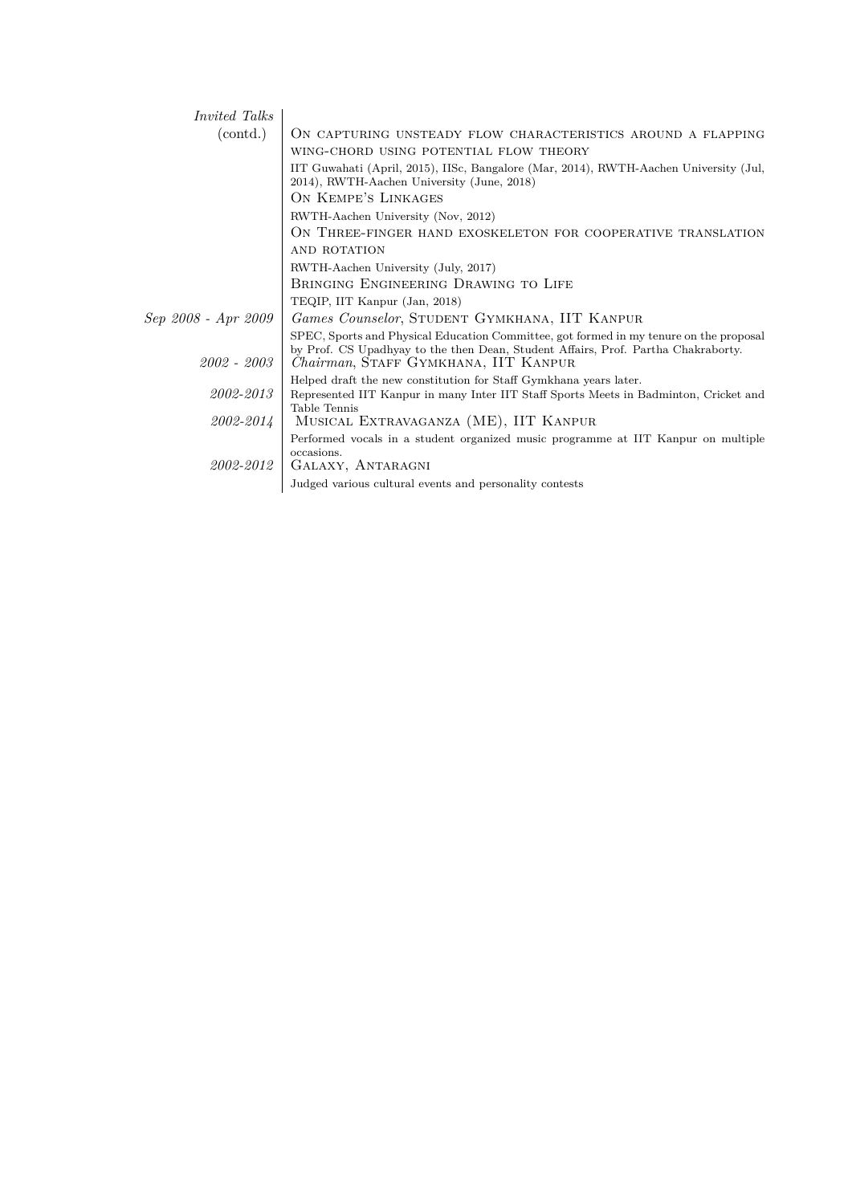*Invited Talks* (contd.)

ON CAPTURING UNSTEADY FLOW CHARACTERISTICS AROUND A FLAPPING WING-CHORD USING POTENTIAL FLOW THEORY

IIT Guwahati (April, 2015), IISc, Bangalore (Mar, 2014), RWTH-Aachen University (Jul, 2014), RWTH-Aachen University (June, 2018)

ON KEMPE'S LINKAGES

RWTH-Aachen University (Nov, 2012)

ON THREE-FINGER HAND EXOSKELETON FOR COOPERATIVE TRANSLATION AND ROTATION

RWTH-Aachen University (July, 2017)

BRINGING ENGINEERING DRAWING TO LIFE

TEQIP, IIT Kanpur (Jan, 2018)

*Sep 2008 - Apr 2009* — *Games Counselor*, STUDENT GYMKHANA, IIT KANPUR

SPEC, Sports and Physical Education Committee, got formed in my tenure on the proposal by Prof. CS Upadhyay to the then Dean, Student Affairs, Prof. Partha Chakraborty.

*2002 - 2003* — *Chairman*, STAFF GYMKHANA, IIT KANPUR

Helped draft the new constitution for Staff Gymkhana years later.

*2002-2013* — Represented IIT Kanpur in many Inter IIT Staff Sports Meets in Badminton, Cricket and Table Tennis

*2002-2014* — MUSICAL EXTRAVAGANZA (ME), IIT KANPUR

Performed vocals in a student organized music programme at IIT Kanpur on multiple occasions.

*2002-2012* — GALAXY, ANTARAGNI

Judged various cultural events and personality contests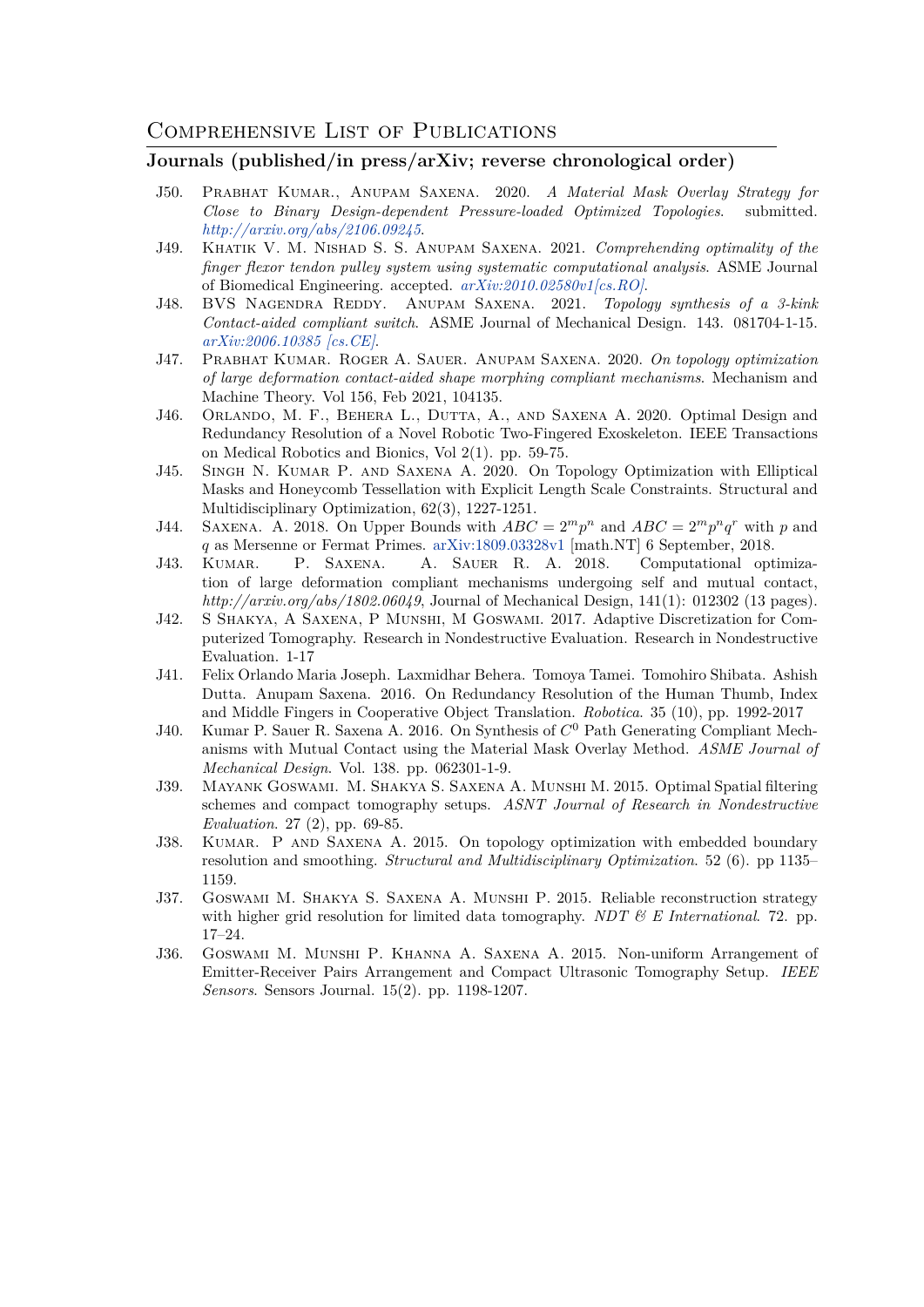# Comprehensive List of Publications

## Journals (published/in press/arXiv; reverse chronological order)

J50. Prabhat Kumar., Anupam Saxena. 2020. *A Material Mask Overlay Strategy for Close to Binary Design-dependent Pressure-loaded Optimized Topologies*. submitted. *http://arxiv.org/abs/2106.09245*.

J49. Khatik V. M. Nishad S. S. Anupam Saxena. 2021. *Comprehending optimality of the finger flexor tendon pulley system using systematic computational analysis*. ASME Journal of Biomedical Engineering. accepted. *arXiv:2010.02580v1[cs.RO]*.

J48. BVS Nagendra Reddy. Anupam Saxena. 2021. *Topology synthesis of a 3-kink Contact-aided compliant switch*. ASME Journal of Mechanical Design. 143. 081704-1-15. *arXiv:2006.10385 [cs.CE]*.

J47. Prabhat Kumar. Roger A. Sauer. Anupam Saxena. 2020. *On topology optimization of large deformation contact-aided shape morphing compliant mechanisms*. Mechanism and Machine Theory. Vol 156, Feb 2021, 104135.

J46. Orlando, M. F., Behera L., Dutta, A., and Saxena A. 2020. Optimal Design and Redundancy Resolution of a Novel Robotic Two-Fingered Exoskeleton. IEEE Transactions on Medical Robotics and Bionics, Vol 2(1). pp. 59-75.

J45. Singh N. Kumar P. and Saxena A. 2020. On Topology Optimization with Elliptical Masks and Honeycomb Tessellation with Explicit Length Scale Constraints. Structural and Multidisciplinary Optimization, 62(3), 1227-1251.

J44. Saxena. A. 2018. On Upper Bounds with $ABC = 2^m p^n$ and $ABC = 2^m p^n q^r$ with $p$ and $q$ as Mersenne or Fermat Primes. arXiv:1809.03328v1 [math.NT] 6 September, 2018.

J43. Kumar. P. Saxena. A. Sauer R. A. 2018. Computational optimization of large deformation compliant mechanisms undergoing self and mutual contact, *http://arxiv.org/abs/1802.06049*, Journal of Mechanical Design, 141(1): 012302 (13 pages).

J42. S Shakya, A Saxena, P Munshi, M Goswami. 2017. Adaptive Discretization for Computerized Tomography. Research in Nondestructive Evaluation. Research in Nondestructive Evaluation. 1-17

J41. Felix Orlando Maria Joseph. Laxmidhar Behera. Tomoya Tamei. Tomohiro Shibata. Ashish Dutta. Anupam Saxena. 2016. On Redundancy Resolution of the Human Thumb, Index and Middle Fingers in Cooperative Object Translation. *Robotica*. 35 (10), pp. 1992-2017

J40. Kumar P. Sauer R. Saxena A. 2016. On Synthesis of $C^0$ Path Generating Compliant Mechanisms with Mutual Contact using the Material Mask Overlay Method. *ASME Journal of Mechanical Design*. Vol. 138. pp. 062301-1-9.

J39. Mayank Goswami. M. Shakya S. Saxena A. Munshi M. 2015. Optimal Spatial filtering schemes and compact tomography setups. *ASNT Journal of Research in Nondestructive Evaluation*. 27 (2), pp. 69-85.

J38. Kumar. P and Saxena A. 2015. On topology optimization with embedded boundary resolution and smoothing. *Structural and Multidisciplinary Optimization*. 52 (6). pp 1135–1159.

J37. Goswami M. Shakya S. Saxena A. Munshi P. 2015. Reliable reconstruction strategy with higher grid resolution for limited data tomography. *NDT & E International*. 72. pp. 17–24.

J36. Goswami M. Munshi P. Khanna A. Saxena A. 2015. Non-uniform Arrangement of Emitter-Receiver Pairs Arrangement and Compact Ultrasonic Tomography Setup. *IEEE Sensors*. Sensors Journal. 15(2). pp. 1198-1207.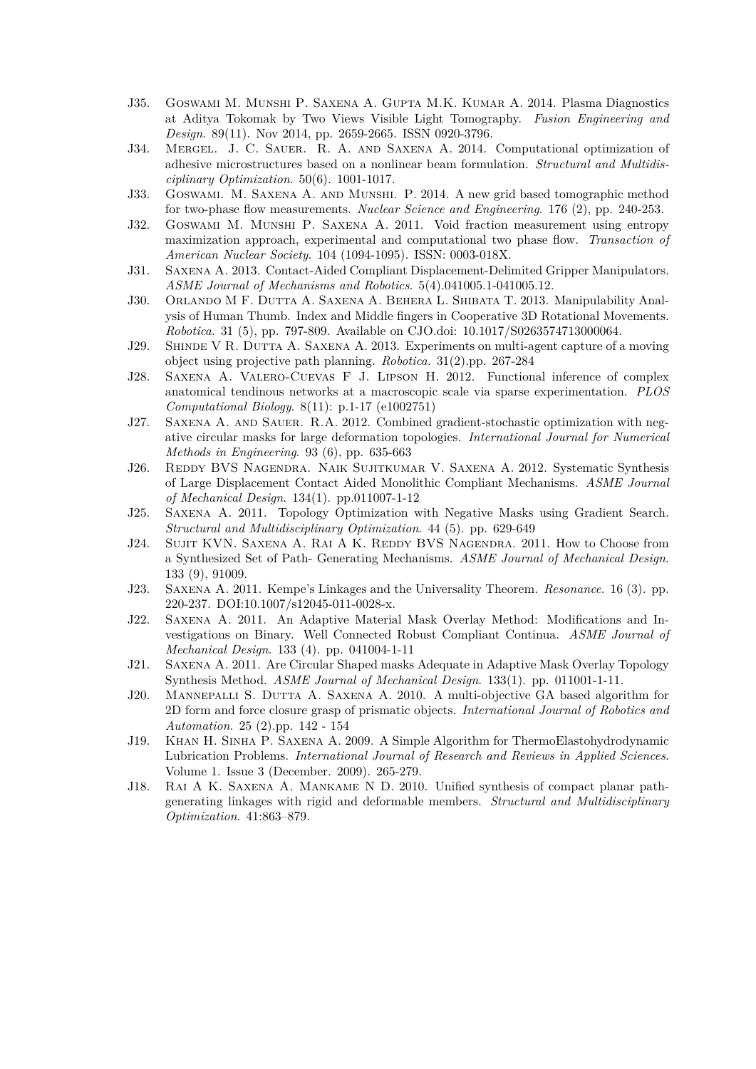- J35. Goswami M. Munshi P. Saxena A. Gupta M.K. Kumar A. 2014. Plasma Diagnostics at Aditya Tokomak by Two Views Visible Light Tomography. *Fusion Engineering and Design*. 89(11). Nov 2014, pp. 2659-2665. ISSN 0920-3796.
- J34. Mergel. J. C. Sauer. R. A. and Saxena A. 2014. Computational optimization of adhesive microstructures based on a nonlinear beam formulation. *Structural and Multidisciplinary Optimization*. 50(6). 1001-1017.
- J33. Goswami. M. Saxena A. and Munshi. P. 2014. A new grid based tomographic method for two-phase flow measurements. *Nuclear Science and Engineering*. 176 (2), pp. 240-253.
- J32. Goswami M. Munshi P. Saxena A. 2011. Void fraction measurement using entropy maximization approach, experimental and computational two phase flow. *Transaction of American Nuclear Society*. 104 (1094-1095). ISSN: 0003-018X.
- J31. Saxena A. 2013. Contact-Aided Compliant Displacement-Delimited Gripper Manipulators. *ASME Journal of Mechanisms and Robotics*. 5(4).041005.1-041005.12.
- J30. Orlando M F. Dutta A. Saxena A. Behera L. Shibata T. 2013. Manipulability Analysis of Human Thumb. Index and Middle fingers in Cooperative 3D Rotational Movements. *Robotica*. 31 (5), pp. 797-809. Available on CJO.doi: 10.1017/S0263574713000064.
- J29. Shinde V R. Dutta A. Saxena A. 2013. Experiments on multi-agent capture of a moving object using projective path planning. *Robotica*. 31(2).pp. 267-284
- J28. Saxena A. Valero-Cuevas F J. Lipson H. 2012. Functional inference of complex anatomical tendinous networks at a macroscopic scale via sparse experimentation. *PLOS Computational Biology*. 8(11): p.1-17 (e1002751)
- J27. Saxena A. and Sauer. R.A. 2012. Combined gradient-stochastic optimization with negative circular masks for large deformation topologies. *International Journal for Numerical Methods in Engineering*. 93 (6), pp. 635-663
- J26. Reddy BVS Nagendra. Naik Sujitkumar V. Saxena A. 2012. Systematic Synthesis of Large Displacement Contact Aided Monolithic Compliant Mechanisms. *ASME Journal of Mechanical Design*. 134(1). pp.011007-1-12
- J25. Saxena A. 2011. Topology Optimization with Negative Masks using Gradient Search. *Structural and Multidisciplinary Optimization*. 44 (5). pp. 629-649
- J24. Sujit KVN. Saxena A. Rai A K. Reddy BVS Nagendra. 2011. How to Choose from a Synthesized Set of Path- Generating Mechanisms. *ASME Journal of Mechanical Design*. 133 (9), 91009.
- J23. Saxena A. 2011. Kempe's Linkages and the Universality Theorem. *Resonance*. 16 (3). pp. 220-237. DOI:10.1007/s12045-011-0028-x.
- J22. Saxena A. 2011. An Adaptive Material Mask Overlay Method: Modifications and Investigations on Binary. Well Connected Robust Compliant Continua. *ASME Journal of Mechanical Design*. 133 (4). pp. 041004-1-11
- J21. Saxena A. 2011. Are Circular Shaped masks Adequate in Adaptive Mask Overlay Topology Synthesis Method. *ASME Journal of Mechanical Design*. 133(1). pp. 011001-1-11.
- J20. Mannepalli S. Dutta A. Saxena A. 2010. A multi-objective GA based algorithm for 2D form and force closure grasp of prismatic objects. *International Journal of Robotics and Automation*. 25 (2).pp. 142 - 154
- J19. Khan H. Sinha P. Saxena A. 2009. A Simple Algorithm for ThermoElastohydrodynamic Lubrication Problems. *International Journal of Research and Reviews in Applied Sciences*. Volume 1. Issue 3 (December. 2009). 265-279.
- J18. Rai A K. Saxena A. Mankame N D. 2010. Unified synthesis of compact planar path-generating linkages with rigid and deformable members. *Structural and Multidisciplinary Optimization*. 41:863–879.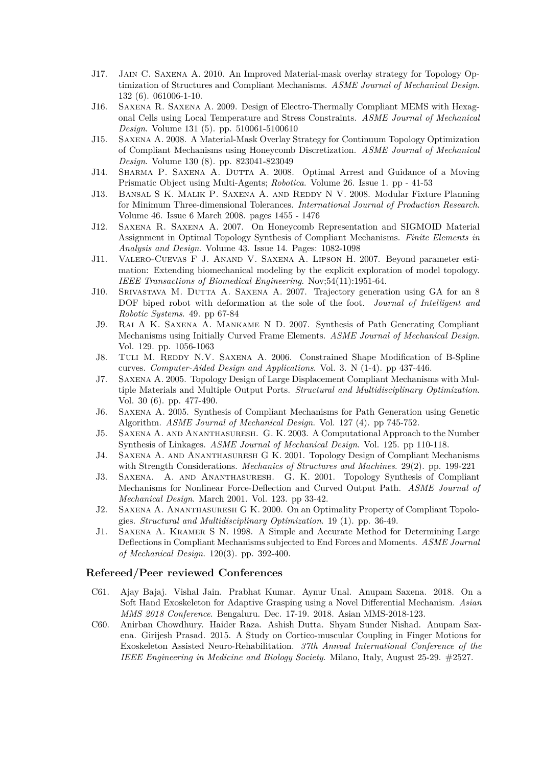- J17. Jain C. Saxena A. 2010. An Improved Material-mask overlay strategy for Topology Optimization of Structures and Compliant Mechanisms. *ASME Journal of Mechanical Design*. 132 (6). 061006-1-10.
- J16. Saxena R. Saxena A. 2009. Design of Electro-Thermally Compliant MEMS with Hexagonal Cells using Local Temperature and Stress Constraints. *ASME Journal of Mechanical Design*. Volume 131 (5). pp. 510061-5100610
- J15. Saxena A. 2008. A Material-Mask Overlay Strategy for Continuum Topology Optimization of Compliant Mechanisms using Honeycomb Discretization. *ASME Journal of Mechanical Design*. Volume 130 (8). pp. 823041-823049
- J14. Sharma P. Saxena A. Dutta A. 2008. Optimal Arrest and Guidance of a Moving Prismatic Object using Multi-Agents; *Robotica*. Volume 26. Issue 1. pp - 41-53
- J13. Bansal S K. Malik P. Saxena A. and Reddy N V. 2008. Modular Fixture Planning for Minimum Three-dimensional Tolerances. *International Journal of Production Research*. Volume 46. Issue 6 March 2008. pages 1455 - 1476
- J12. Saxena R. Saxena A. 2007. On Honeycomb Representation and SIGMOID Material Assignment in Optimal Topology Synthesis of Compliant Mechanisms. *Finite Elements in Analysis and Design*. Volume 43. Issue 14. Pages: 1082-1098
- J11. Valero-Cuevas F J. Anand V. Saxena A. Lipson H. 2007. Beyond parameter estimation: Extending biomechanical modeling by the explicit exploration of model topology. *IEEE Transactions of Biomedical Engineering*. Nov;54(11):1951-64.
- J10. Srivastava M. Dutta A. Saxena A. 2007. Trajectory generation using GA for an 8 DOF biped robot with deformation at the sole of the foot. *Journal of Intelligent and Robotic Systems*. 49. pp 67-84
- J9. Rai A K. Saxena A. Mankame N D. 2007. Synthesis of Path Generating Compliant Mechanisms using Initially Curved Frame Elements. *ASME Journal of Mechanical Design*. Vol. 129. pp. 1056-1063
- J8. Tuli M. Reddy N.V. Saxena A. 2006. Constrained Shape Modification of B-Spline curves. *Computer-Aided Design and Applications*. Vol. 3. N (1-4). pp 437-446.
- J7. Saxena A. 2005. Topology Design of Large Displacement Compliant Mechanisms with Multiple Materials and Multiple Output Ports. *Structural and Multidisciplinary Optimization*. Vol. 30 (6). pp. 477-490.
- J6. Saxena A. 2005. Synthesis of Compliant Mechanisms for Path Generation using Genetic Algorithm. *ASME Journal of Mechanical Design*. Vol. 127 (4). pp 745-752.
- J5. Saxena A. and Ananthasuresh. G. K. 2003. A Computational Approach to the Number Synthesis of Linkages. *ASME Journal of Mechanical Design*. Vol. 125. pp 110-118.
- J4. Saxena A. and Ananthasuresh G K. 2001. Topology Design of Compliant Mechanisms with Strength Considerations. *Mechanics of Structures and Machines*. 29(2). pp. 199-221
- J3. Saxena. A. and Ananthasuresh. G. K. 2001. Topology Synthesis of Compliant Mechanisms for Nonlinear Force-Deflection and Curved Output Path. *ASME Journal of Mechanical Design*. March 2001. Vol. 123. pp 33-42.
- J2. Saxena A. Ananthasuresh G K. 2000. On an Optimality Property of Compliant Topologies. *Structural and Multidisciplinary Optimization*. 19 (1). pp. 36-49.
- J1. Saxena A. Kramer S N. 1998. A Simple and Accurate Method for Determining Large Deflections in Compliant Mechanisms subjected to End Forces and Moments. *ASME Journal of Mechanical Design*. 120(3). pp. 392-400.

### Refereed/Peer reviewed Conferences

- C61. Ajay Bajaj. Vishal Jain. Prabhat Kumar. Aynur Unal. Anupam Saxena. 2018. On a Soft Hand Exoskeleton for Adaptive Grasping using a Novel Differential Mechanism. *Asian MMS 2018 Conference*. Bengaluru. Dec. 17-19. 2018. Asian MMS-2018-123.
- C60. Anirban Chowdhury. Haider Raza. Ashish Dutta. Shyam Sunder Nishad. Anupam Saxena. Girijesh Prasad. 2015. A Study on Cortico-muscular Coupling in Finger Motions for Exoskeleton Assisted Neuro-Rehabilitation. *37th Annual International Conference of the IEEE Engineering in Medicine and Biology Society*. Milano, Italy, August 25-29. #2527.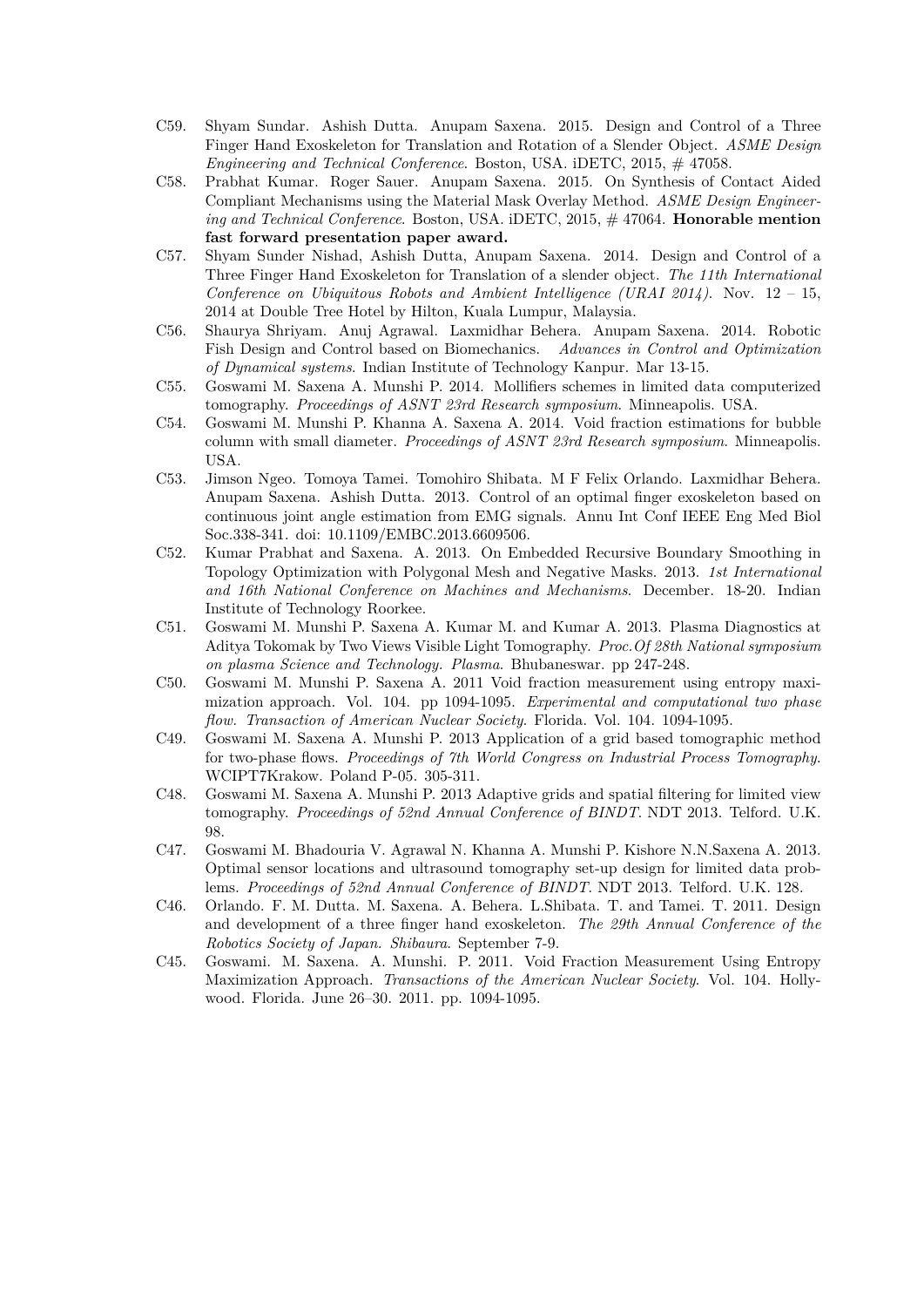C59. Shyam Sundar. Ashish Dutta. Anupam Saxena. 2015. Design and Control of a Three Finger Hand Exoskeleton for Translation and Rotation of a Slender Object. *ASME Design Engineering and Technical Conference*. Boston, USA. iDETC, 2015, # 47058.

C58. Prabhat Kumar. Roger Sauer. Anupam Saxena. 2015. On Synthesis of Contact Aided Compliant Mechanisms using the Material Mask Overlay Method. *ASME Design Engineering and Technical Conference*. Boston, USA. iDETC, 2015, # 47064. **Honorable mention fast forward presentation paper award.**

C57. Shyam Sunder Nishad, Ashish Dutta, Anupam Saxena. 2014. Design and Control of a Three Finger Hand Exoskeleton for Translation of a slender object. *The 11th International Conference on Ubiquitous Robots and Ambient Intelligence (URAI 2014)*. Nov. 12 – 15, 2014 at Double Tree Hotel by Hilton, Kuala Lumpur, Malaysia.

C56. Shaurya Shriyam. Anuj Agrawal. Laxmidhar Behera. Anupam Saxena. 2014. Robotic Fish Design and Control based on Biomechanics. *Advances in Control and Optimization of Dynamical systems*. Indian Institute of Technology Kanpur. Mar 13-15.

C55. Goswami M. Saxena A. Munshi P. 2014. Mollifiers schemes in limited data computerized tomography. *Proceedings of ASNT 23rd Research symposium*. Minneapolis. USA.

C54. Goswami M. Munshi P. Khanna A. Saxena A. 2014. Void fraction estimations for bubble column with small diameter. *Proceedings of ASNT 23rd Research symposium*. Minneapolis. USA.

C53. Jimson Ngeo. Tomoya Tamei. Tomohiro Shibata. M F Felix Orlando. Laxmidhar Behera. Anupam Saxena. Ashish Dutta. 2013. Control of an optimal finger exoskeleton based on continuous joint angle estimation from EMG signals. Annu Int Conf IEEE Eng Med Biol Soc.338-341. doi: 10.1109/EMBC.2013.6609506.

C52. Kumar Prabhat and Saxena. A. 2013. On Embedded Recursive Boundary Smoothing in Topology Optimization with Polygonal Mesh and Negative Masks. 2013. *1st International and 16th National Conference on Machines and Mechanisms*. December. 18-20. Indian Institute of Technology Roorkee.

C51. Goswami M. Munshi P. Saxena A. Kumar M. and Kumar A. 2013. Plasma Diagnostics at Aditya Tokomak by Two Views Visible Light Tomography. *Proc.Of 28th National symposium on plasma Science and Technology. Plasma*. Bhubaneswar. pp 247-248.

C50. Goswami M. Munshi P. Saxena A. 2011 Void fraction measurement using entropy maximization approach. Vol. 104. pp 1094-1095. *Experimental and computational two phase flow. Transaction of American Nuclear Society*. Florida. Vol. 104. 1094-1095.

C49. Goswami M. Saxena A. Munshi P. 2013 Application of a grid based tomographic method for two-phase flows. *Proceedings of 7th World Congress on Industrial Process Tomography*. WCIPT7Krakow. Poland P-05. 305-311.

C48. Goswami M. Saxena A. Munshi P. 2013 Adaptive grids and spatial filtering for limited view tomography. *Proceedings of 52nd Annual Conference of BINDT*. NDT 2013. Telford. U.K. 98.

C47. Goswami M. Bhadouria V. Agrawal N. Khanna A. Munshi P. Kishore N.N.Saxena A. 2013. Optimal sensor locations and ultrasound tomography set-up design for limited data problems. *Proceedings of 52nd Annual Conference of BINDT*. NDT 2013. Telford. U.K. 128.

C46. Orlando. F. M. Dutta. M. Saxena. A. Behera. L.Shibata. T. and Tamei. T. 2011. Design and development of a three finger hand exoskeleton. *The 29th Annual Conference of the Robotics Society of Japan. Shibaura*. September 7-9.

C45. Goswami. M. Saxena. A. Munshi. P. 2011. Void Fraction Measurement Using Entropy Maximization Approach. *Transactions of the American Nuclear Society*. Vol. 104. Hollywood. Florida. June 26–30. 2011. pp. 1094-1095.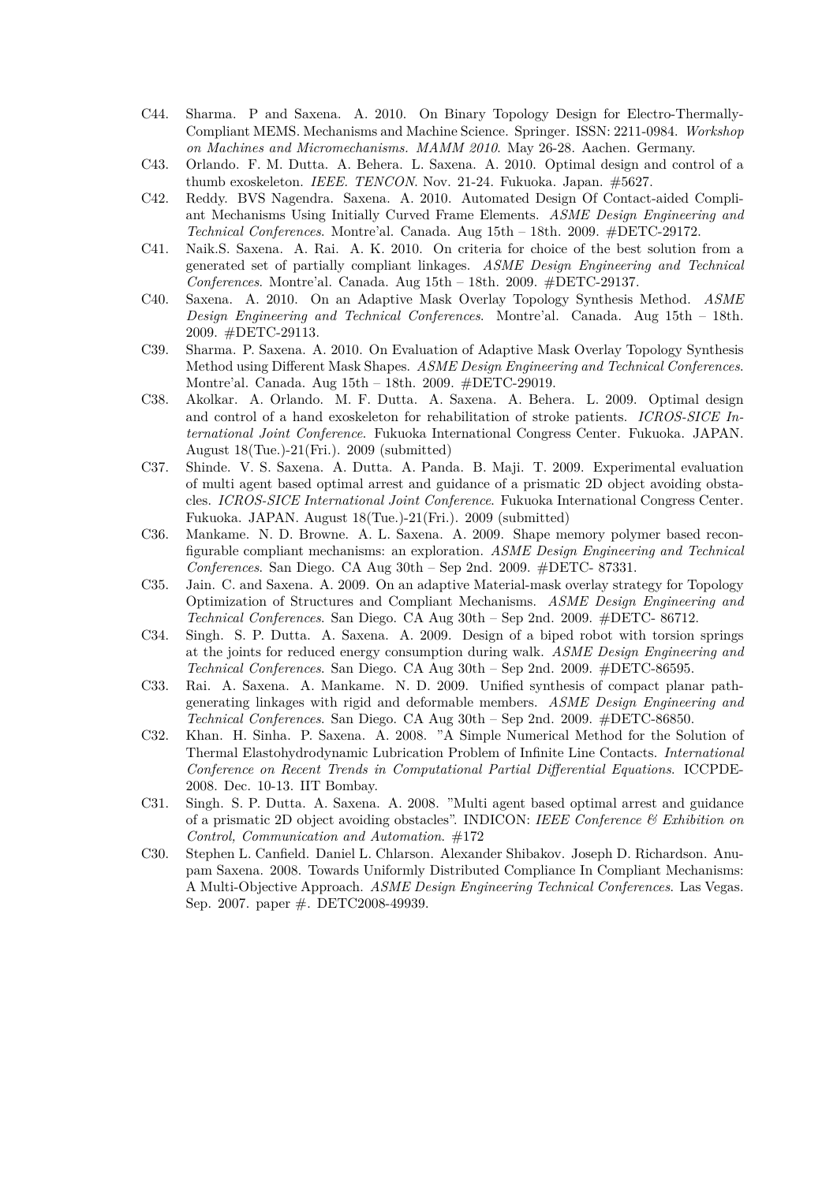C44. Sharma. P and Saxena. A. 2010. On Binary Topology Design for Electro-Thermally-Compliant MEMS. Mechanisms and Machine Science. Springer. ISSN: 2211-0984. *Workshop on Machines and Micromechanisms. MAMM 2010*. May 26-28. Aachen. Germany.

C43. Orlando. F. M. Dutta. A. Behera. L. Saxena. A. 2010. Optimal design and control of a thumb exoskeleton. *IEEE. TENCON*. Nov. 21-24. Fukuoka. Japan. #5627.

C42. Reddy. BVS Nagendra. Saxena. A. 2010. Automated Design Of Contact-aided Compliant Mechanisms Using Initially Curved Frame Elements. *ASME Design Engineering and Technical Conferences*. Montre'al. Canada. Aug 15th – 18th. 2009. #DETC-29172.

C41. Naik.S. Saxena. A. Rai. A. K. 2010. On criteria for choice of the best solution from a generated set of partially compliant linkages. *ASME Design Engineering and Technical Conferences*. Montre'al. Canada. Aug 15th – 18th. 2009. #DETC-29137.

C40. Saxena. A. 2010. On an Adaptive Mask Overlay Topology Synthesis Method. *ASME Design Engineering and Technical Conferences*. Montre'al. Canada. Aug 15th – 18th. 2009. #DETC-29113.

C39. Sharma. P. Saxena. A. 2010. On Evaluation of Adaptive Mask Overlay Topology Synthesis Method using Different Mask Shapes. *ASME Design Engineering and Technical Conferences*. Montre'al. Canada. Aug 15th – 18th. 2009. #DETC-29019.

C38. Akolkar. A. Orlando. M. F. Dutta. A. Saxena. A. Behera. L. 2009. Optimal design and control of a hand exoskeleton for rehabilitation of stroke patients. *ICROS-SICE International Joint Conference*. Fukuoka International Congress Center. Fukuoka. JAPAN. August 18(Tue.)-21(Fri.). 2009 (submitted)

C37. Shinde. V. S. Saxena. A. Dutta. A. Panda. B. Maji. T. 2009. Experimental evaluation of multi agent based optimal arrest and guidance of a prismatic 2D object avoiding obstacles. *ICROS-SICE International Joint Conference*. Fukuoka International Congress Center. Fukuoka. JAPAN. August 18(Tue.)-21(Fri.). 2009 (submitted)

C36. Mankame. N. D. Browne. A. L. Saxena. A. 2009. Shape memory polymer based reconfigurable compliant mechanisms: an exploration. *ASME Design Engineering and Technical Conferences*. San Diego. CA Aug 30th – Sep 2nd. 2009. #DETC- 87331.

C35. Jain. C. and Saxena. A. 2009. On an adaptive Material-mask overlay strategy for Topology Optimization of Structures and Compliant Mechanisms. *ASME Design Engineering and Technical Conferences*. San Diego. CA Aug 30th – Sep 2nd. 2009. #DETC- 86712.

C34. Singh. S. P. Dutta. A. Saxena. A. 2009. Design of a biped robot with torsion springs at the joints for reduced energy consumption during walk. *ASME Design Engineering and Technical Conferences*. San Diego. CA Aug 30th – Sep 2nd. 2009. #DETC-86595.

C33. Rai. A. Saxena. A. Mankame. N. D. 2009. Unified synthesis of compact planar path-generating linkages with rigid and deformable members. *ASME Design Engineering and Technical Conferences*. San Diego. CA Aug 30th – Sep 2nd. 2009. #DETC-86850.

C32. Khan. H. Sinha. P. Saxena. A. 2008. "A Simple Numerical Method for the Solution of Thermal Elastohydrodynamic Lubrication Problem of Infinite Line Contacts. *International Conference on Recent Trends in Computational Partial Differential Equations*. ICCPDE-2008. Dec. 10-13. IIT Bombay.

C31. Singh. S. P. Dutta. A. Saxena. A. 2008. "Multi agent based optimal arrest and guidance of a prismatic 2D object avoiding obstacles". INDICON: *IEEE Conference & Exhibition on Control, Communication and Automation*. #172

C30. Stephen L. Canfield. Daniel L. Chlarson. Alexander Shibakov. Joseph D. Richardson. Anupam Saxena. 2008. Towards Uniformly Distributed Compliance In Compliant Mechanisms: A Multi-Objective Approach. *ASME Design Engineering Technical Conferences*. Las Vegas. Sep. 2007. paper #. DETC2008-49939.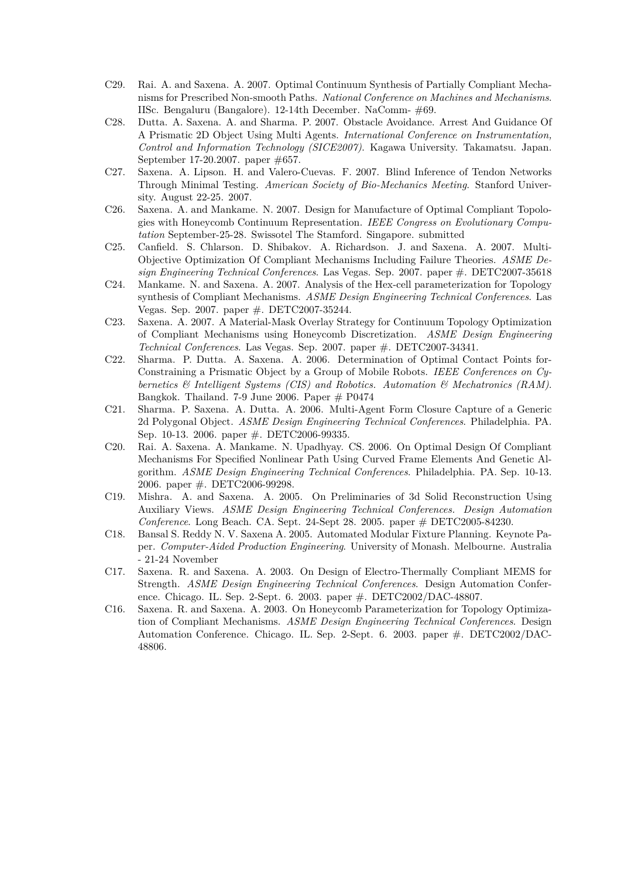C29. Rai. A. and Saxena. A. 2007. Optimal Continuum Synthesis of Partially Compliant Mechanisms for Prescribed Non-smooth Paths. *National Conference on Machines and Mechanisms*. IISc. Bengaluru (Bangalore). 12-14th December. NaComm- #69.

C28. Dutta. A. Saxena. A. and Sharma. P. 2007. Obstacle Avoidance. Arrest And Guidance Of A Prismatic 2D Object Using Multi Agents. *International Conference on Instrumentation, Control and Information Technology (SICE2007)*. Kagawa University. Takamatsu. Japan. September 17-20.2007. paper #657.

C27. Saxena. A. Lipson. H. and Valero-Cuevas. F. 2007. Blind Inference of Tendon Networks Through Minimal Testing. *American Society of Bio-Mechanics Meeting*. Stanford University. August 22-25. 2007.

C26. Saxena. A. and Mankame. N. 2007. Design for Manufacture of Optimal Compliant Topologies with Honeycomb Continuum Representation. *IEEE Congress on Evolutionary Computation* September-25-28. Swissotel The Stamford. Singapore. submitted

C25. Canfield. S. Chlarson. D. Shibakov. A. Richardson. J. and Saxena. A. 2007. Multi-Objective Optimization Of Compliant Mechanisms Including Failure Theories. *ASME Design Engineering Technical Conferences*. Las Vegas. Sep. 2007. paper #. DETC2007-35618

C24. Mankame. N. and Saxena. A. 2007. Analysis of the Hex-cell parameterization for Topology synthesis of Compliant Mechanisms. *ASME Design Engineering Technical Conferences*. Las Vegas. Sep. 2007. paper #. DETC2007-35244.

C23. Saxena. A. 2007. A Material-Mask Overlay Strategy for Continuum Topology Optimization of Compliant Mechanisms using Honeycomb Discretization. *ASME Design Engineering Technical Conferences*. Las Vegas. Sep. 2007. paper #. DETC2007-34341.

C22. Sharma. P. Dutta. A. Saxena. A. 2006. Determination of Optimal Contact Points for-Constraining a Prismatic Object by a Group of Mobile Robots. *IEEE Conferences on Cybernetics & Intelligent Systems (CIS) and Robotics. Automation & Mechatronics (RAM)*. Bangkok. Thailand. 7-9 June 2006. Paper # P0474

C21. Sharma. P. Saxena. A. Dutta. A. 2006. Multi-Agent Form Closure Capture of a Generic 2d Polygonal Object. *ASME Design Engineering Technical Conferences*. Philadelphia. PA. Sep. 10-13. 2006. paper #. DETC2006-99335.

C20. Rai. A. Saxena. A. Mankame. N. Upadhyay. CS. 2006. On Optimal Design Of Compliant Mechanisms For Specified Nonlinear Path Using Curved Frame Elements And Genetic Algorithm. *ASME Design Engineering Technical Conferences*. Philadelphia. PA. Sep. 10-13. 2006. paper #. DETC2006-99298.

C19. Mishra. A. and Saxena. A. 2005. On Preliminaries of 3d Solid Reconstruction Using Auxiliary Views. *ASME Design Engineering Technical Conferences. Design Automation Conference*. Long Beach. CA. Sept. 24-Sept 28. 2005. paper # DETC2005-84230.

C18. Bansal S. Reddy N. V. Saxena A. 2005. Automated Modular Fixture Planning. Keynote Paper. *Computer-Aided Production Engineering*. University of Monash. Melbourne. Australia - 21-24 November

C17. Saxena. R. and Saxena. A. 2003. On Design of Electro-Thermally Compliant MEMS for Strength. *ASME Design Engineering Technical Conferences*. Design Automation Conference. Chicago. IL. Sep. 2-Sept. 6. 2003. paper #. DETC2002/DAC-48807.

C16. Saxena. R. and Saxena. A. 2003. On Honeycomb Parameterization for Topology Optimization of Compliant Mechanisms. *ASME Design Engineering Technical Conferences*. Design Automation Conference. Chicago. IL. Sep. 2-Sept. 6. 2003. paper #. DETC2002/DAC-48806.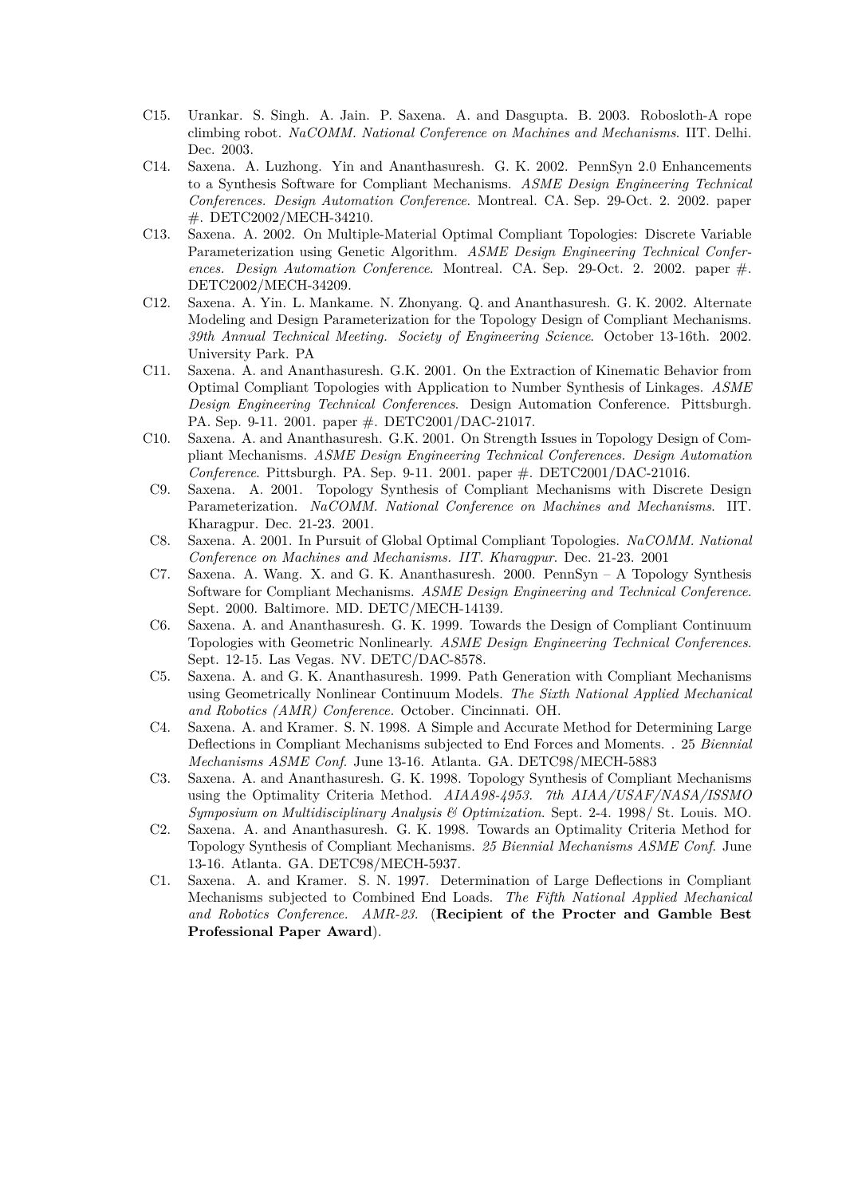- C15. Urankar. S. Singh. A. Jain. P. Saxena. A. and Dasgupta. B. 2003. Robosloth-A rope climbing robot. *NaCOMM. National Conference on Machines and Mechanisms*. IIT. Delhi. Dec. 2003.
- C14. Saxena. A. Luzhong. Yin and Ananthasuresh. G. K. 2002. PennSyn 2.0 Enhancements to a Synthesis Software for Compliant Mechanisms. *ASME Design Engineering Technical Conferences. Design Automation Conference*. Montreal. CA. Sep. 29-Oct. 2. 2002. paper #. DETC2002/MECH-34210.
- C13. Saxena. A. 2002. On Multiple-Material Optimal Compliant Topologies: Discrete Variable Parameterization using Genetic Algorithm. *ASME Design Engineering Technical Conferences. Design Automation Conference*. Montreal. CA. Sep. 29-Oct. 2. 2002. paper #. DETC2002/MECH-34209.
- C12. Saxena. A. Yin. L. Mankame. N. Zhonyang. Q. and Ananthasuresh. G. K. 2002. Alternate Modeling and Design Parameterization for the Topology Design of Compliant Mechanisms. *39th Annual Technical Meeting. Society of Engineering Science*. October 13-16th. 2002. University Park. PA
- C11. Saxena. A. and Ananthasuresh. G.K. 2001. On the Extraction of Kinematic Behavior from Optimal Compliant Topologies with Application to Number Synthesis of Linkages. *ASME Design Engineering Technical Conferences*. Design Automation Conference. Pittsburgh. PA. Sep. 9-11. 2001. paper #. DETC2001/DAC-21017.
- C10. Saxena. A. and Ananthasuresh. G.K. 2001. On Strength Issues in Topology Design of Compliant Mechanisms. *ASME Design Engineering Technical Conferences. Design Automation Conference*. Pittsburgh. PA. Sep. 9-11. 2001. paper #. DETC2001/DAC-21016.
- C9. Saxena. A. 2001. Topology Synthesis of Compliant Mechanisms with Discrete Design Parameterization. *NaCOMM. National Conference on Machines and Mechanisms*. IIT. Kharagpur. Dec. 21-23. 2001.
- C8. Saxena. A. 2001. In Pursuit of Global Optimal Compliant Topologies. *NaCOMM. National Conference on Machines and Mechanisms. IIT. Kharagpur*. Dec. 21-23. 2001
- C7. Saxena. A. Wang. X. and G. K. Ananthasuresh. 2000. PennSyn – A Topology Synthesis Software for Compliant Mechanisms. *ASME Design Engineering and Technical Conference*. Sept. 2000. Baltimore. MD. DETC/MECH-14139.
- C6. Saxena. A. and Ananthasuresh. G. K. 1999. Towards the Design of Compliant Continuum Topologies with Geometric Nonlinearly. *ASME Design Engineering Technical Conferences*. Sept. 12-15. Las Vegas. NV. DETC/DAC-8578.
- C5. Saxena. A. and G. K. Ananthasuresh. 1999. Path Generation with Compliant Mechanisms using Geometrically Nonlinear Continuum Models. *The Sixth National Applied Mechanical and Robotics (AMR) Conference.* October. Cincinnati. OH.
- C4. Saxena. A. and Kramer. S. N. 1998. A Simple and Accurate Method for Determining Large Deflections in Compliant Mechanisms subjected to End Forces and Moments. . 25 *Biennial Mechanisms ASME Conf*. June 13-16. Atlanta. GA. DETC98/MECH-5883
- C3. Saxena. A. and Ananthasuresh. G. K. 1998. Topology Synthesis of Compliant Mechanisms using the Optimality Criteria Method. *AIAA98-4953. 7th AIAA/USAF/NASA/ISSMO Symposium on Multidisciplinary Analysis & Optimization*. Sept. 2-4. 1998/ St. Louis. MO.
- C2. Saxena. A. and Ananthasuresh. G. K. 1998. Towards an Optimality Criteria Method for Topology Synthesis of Compliant Mechanisms. *25 Biennial Mechanisms ASME Conf*. June 13-16. Atlanta. GA. DETC98/MECH-5937.
- C1. Saxena. A. and Kramer. S. N. 1997. Determination of Large Deflections in Compliant Mechanisms subjected to Combined End Loads. *The Fifth National Applied Mechanical and Robotics Conference. AMR-23.* (**Recipient of the Procter and Gamble Best Professional Paper Award**).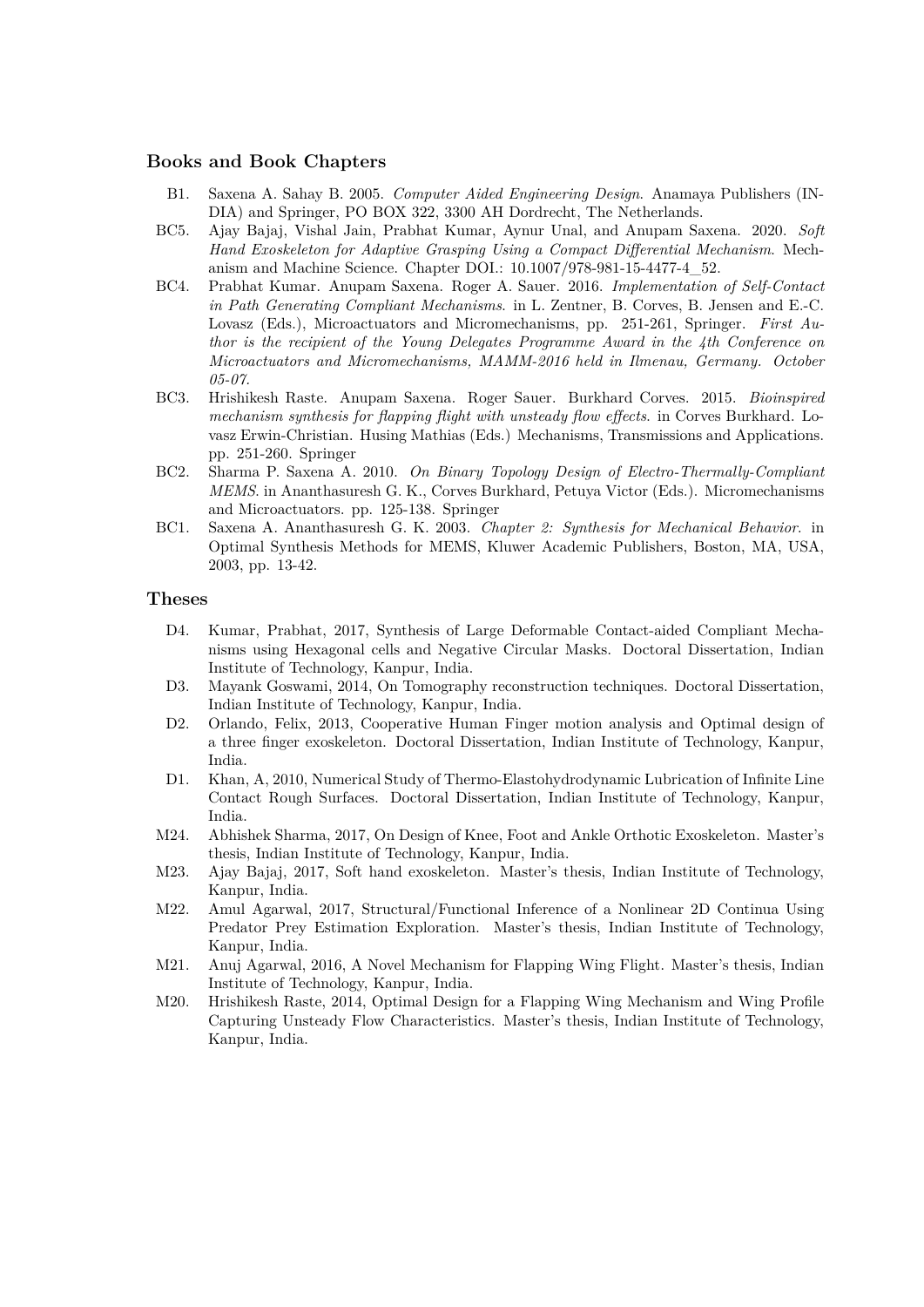### Books and Book Chapters

- B1. Saxena A. Sahay B. 2005. *Computer Aided Engineering Design*. Anamaya Publishers (INDIA) and Springer, PO BOX 322, 3300 AH Dordrecht, The Netherlands.
- BC5. Ajay Bajaj, Vishal Jain, Prabhat Kumar, Aynur Unal, and Anupam Saxena. 2020. *Soft Hand Exoskeleton for Adaptive Grasping Using a Compact Differential Mechanism*. Mechanism and Machine Science. Chapter DOI.: 10.1007/978-981-15-4477-4_52.
- BC4. Prabhat Kumar. Anupam Saxena. Roger A. Sauer. 2016. *Implementation of Self-Contact in Path Generating Compliant Mechanisms*. in L. Zentner, B. Corves, B. Jensen and E.-C. Lovasz (Eds.), Microactuators and Micromechanisms, pp. 251-261, Springer. *First Author is the recipient of the Young Delegates Programme Award in the 4th Conference on Microactuators and Micromechanisms, MAMM-2016 held in Ilmenau, Germany. October 05-07.*
- BC3. Hrishikesh Raste. Anupam Saxena. Roger Sauer. Burkhard Corves. 2015. *Bioinspired mechanism synthesis for flapping flight with unsteady flow effects*. in Corves Burkhard. Lovasz Erwin-Christian. Husing Mathias (Eds.) Mechanisms, Transmissions and Applications. pp. 251-260. Springer
- BC2. Sharma P. Saxena A. 2010. *On Binary Topology Design of Electro-Thermally-Compliant MEMS*. in Ananthasuresh G. K., Corves Burkhard, Petuya Victor (Eds.). Micromechanisms and Microactuators. pp. 125-138. Springer
- BC1. Saxena A. Ananthasuresh G. K. 2003. *Chapter 2: Synthesis for Mechanical Behavior.* in Optimal Synthesis Methods for MEMS, Kluwer Academic Publishers, Boston, MA, USA, 2003, pp. 13-42.

### Theses

- D4. Kumar, Prabhat, 2017, Synthesis of Large Deformable Contact-aided Compliant Mechanisms using Hexagonal cells and Negative Circular Masks. Doctoral Dissertation, Indian Institute of Technology, Kanpur, India.
- D3. Mayank Goswami, 2014, On Tomography reconstruction techniques. Doctoral Dissertation, Indian Institute of Technology, Kanpur, India.
- D2. Orlando, Felix, 2013, Cooperative Human Finger motion analysis and Optimal design of a three finger exoskeleton. Doctoral Dissertation, Indian Institute of Technology, Kanpur, India.
- D1. Khan, A, 2010, Numerical Study of Thermo-Elastohydrodynamic Lubrication of Infinite Line Contact Rough Surfaces. Doctoral Dissertation, Indian Institute of Technology, Kanpur, India.
- M24. Abhishek Sharma, 2017, On Design of Knee, Foot and Ankle Orthotic Exoskeleton. Master's thesis, Indian Institute of Technology, Kanpur, India.
- M23. Ajay Bajaj, 2017, Soft hand exoskeleton. Master's thesis, Indian Institute of Technology, Kanpur, India.
- M22. Amul Agarwal, 2017, Structural/Functional Inference of a Nonlinear 2D Continua Using Predator Prey Estimation Exploration. Master's thesis, Indian Institute of Technology, Kanpur, India.
- M21. Anuj Agarwal, 2016, A Novel Mechanism for Flapping Wing Flight. Master's thesis, Indian Institute of Technology, Kanpur, India.
- M20. Hrishikesh Raste, 2014, Optimal Design for a Flapping Wing Mechanism and Wing Profile Capturing Unsteady Flow Characteristics. Master's thesis, Indian Institute of Technology, Kanpur, India.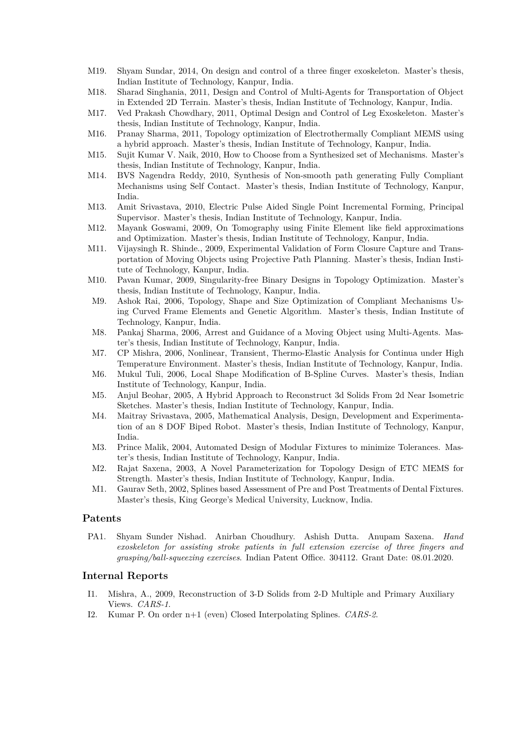M19. Shyam Sundar, 2014, On design and control of a three finger exoskeleton. Master's thesis, Indian Institute of Technology, Kanpur, India.

M18. Sharad Singhania, 2011, Design and Control of Multi-Agents for Transportation of Object in Extended 2D Terrain. Master's thesis, Indian Institute of Technology, Kanpur, India.

M17. Ved Prakash Chowdhary, 2011, Optimal Design and Control of Leg Exoskeleton. Master's thesis, Indian Institute of Technology, Kanpur, India.

M16. Pranay Sharma, 2011, Topology optimization of Electrothermally Compliant MEMS using a hybrid approach. Master's thesis, Indian Institute of Technology, Kanpur, India.

M15. Sujit Kumar V. Naik, 2010, How to Choose from a Synthesized set of Mechanisms. Master's thesis, Indian Institute of Technology, Kanpur, India.

M14. BVS Nagendra Reddy, 2010, Synthesis of Non-smooth path generating Fully Compliant Mechanisms using Self Contact. Master's thesis, Indian Institute of Technology, Kanpur, India.

M13. Amit Srivastava, 2010, Electric Pulse Aided Single Point Incremental Forming, Principal Supervisor. Master's thesis, Indian Institute of Technology, Kanpur, India.

M12. Mayank Goswami, 2009, On Tomography using Finite Element like field approximations and Optimization. Master's thesis, Indian Institute of Technology, Kanpur, India.

M11. Vijaysingh R. Shinde., 2009, Experimental Validation of Form Closure Capture and Transportation of Moving Objects using Projective Path Planning. Master's thesis, Indian Institute of Technology, Kanpur, India.

M10. Pavan Kumar, 2009, Singularity-free Binary Designs in Topology Optimization. Master's thesis, Indian Institute of Technology, Kanpur, India.

M9. Ashok Rai, 2006, Topology, Shape and Size Optimization of Compliant Mechanisms Using Curved Frame Elements and Genetic Algorithm. Master's thesis, Indian Institute of Technology, Kanpur, India.

M8. Pankaj Sharma, 2006, Arrest and Guidance of a Moving Object using Multi-Agents. Master's thesis, Indian Institute of Technology, Kanpur, India.

M7. CP Mishra, 2006, Nonlinear, Transient, Thermo-Elastic Analysis for Continua under High Temperature Environment. Master's thesis, Indian Institute of Technology, Kanpur, India.

M6. Mukul Tuli, 2006, Local Shape Modification of B-Spline Curves. Master's thesis, Indian Institute of Technology, Kanpur, India.

M5. Anjul Beohar, 2005, A Hybrid Approach to Reconstruct 3d Solids From 2d Near Isometric Sketches. Master's thesis, Indian Institute of Technology, Kanpur, India.

M4. Maitray Srivastava, 2005, Mathematical Analysis, Design, Development and Experimentation of an 8 DOF Biped Robot. Master's thesis, Indian Institute of Technology, Kanpur, India.

M3. Prince Malik, 2004, Automated Design of Modular Fixtures to minimize Tolerances. Master's thesis, Indian Institute of Technology, Kanpur, India.

M2. Rajat Saxena, 2003, A Novel Parameterization for Topology Design of ETC MEMS for Strength. Master's thesis, Indian Institute of Technology, Kanpur, India.

M1. Gaurav Seth, 2002, Splines based Assessment of Pre and Post Treatments of Dental Fixtures. Master's thesis, King George's Medical University, Lucknow, India.

## Patents

PA1. Shyam Sunder Nishad. Anirban Choudhury. Ashish Dutta. Anupam Saxena. *Hand exoskeleton for assisting stroke patients in full extension exercise of three fingers and grasping/ball-squeezing exercises*. Indian Patent Office. 304112. Grant Date: 08.01.2020.

## Internal Reports

I1. Mishra, A., 2009, Reconstruction of 3-D Solids from 2-D Multiple and Primary Auxiliary Views. *CARS-1*.

I2. Kumar P. On order n+1 (even) Closed Interpolating Splines. *CARS-2*.